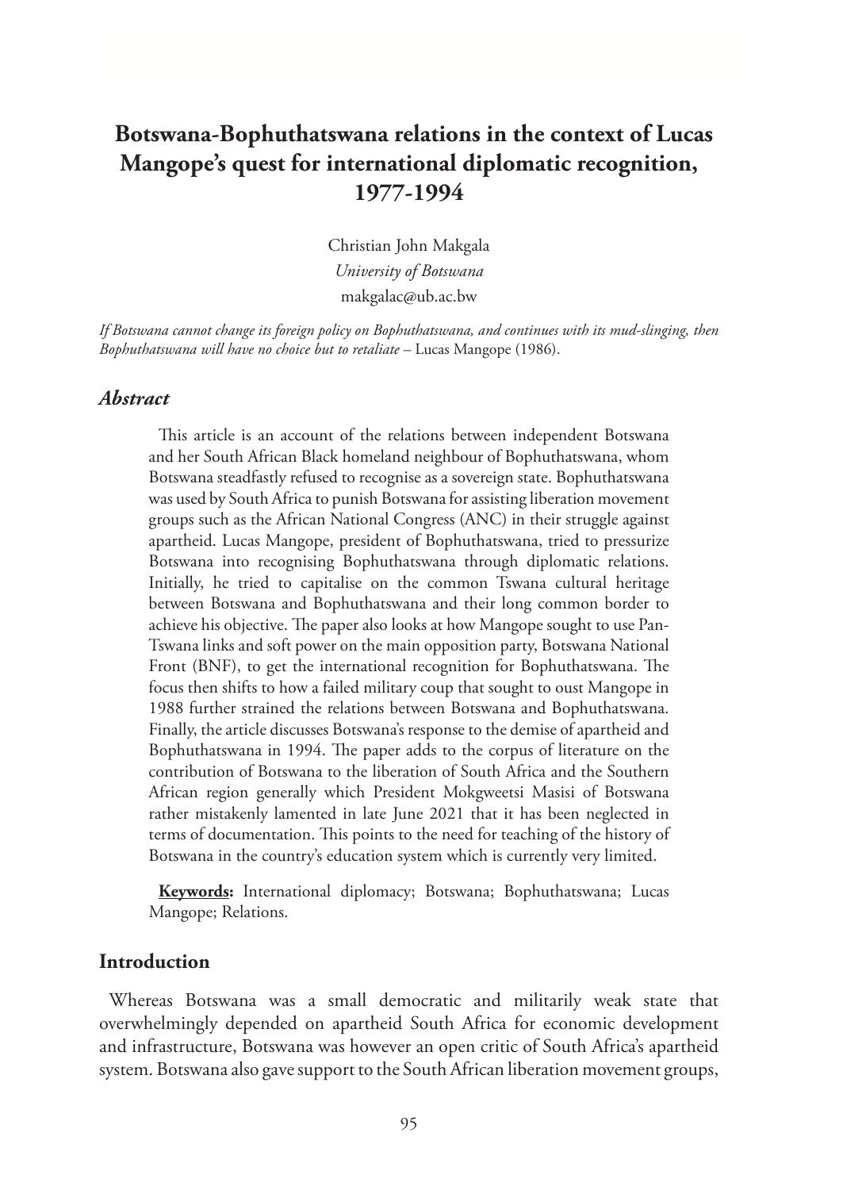# Botswana-Bophuthatswana relations in the context of Lucas Mangope's quest for international diplomatic recognition, 1977-1994

Christian John Makgala
*University of Botswana*
makgalac@ub.ac.bw

*If Botswana cannot change its foreign policy on Bophuthatswana, and continues with its mud-slinging, then Bophuthatswana will have no choice but to retaliate* – Lucas Mangope (1986).

## *Abstract*

This article is an account of the relations between independent Botswana and her South African Black homeland neighbour of Bophuthatswana, whom Botswana steadfastly refused to recognise as a sovereign state. Bophuthatswana was used by South Africa to punish Botswana for assisting liberation movement groups such as the African National Congress (ANC) in their struggle against apartheid. Lucas Mangope, president of Bophuthatswana, tried to pressurize Botswana into recognising Bophuthatswana through diplomatic relations. Initially, he tried to capitalise on the common Tswana cultural heritage between Botswana and Bophuthatswana and their long common border to achieve his objective. The paper also looks at how Mangope sought to use Pan-Tswana links and soft power on the main opposition party, Botswana National Front (BNF), to get the international recognition for Bophuthatswana. The focus then shifts to how a failed military coup that sought to oust Mangope in 1988 further strained the relations between Botswana and Bophuthatswana. Finally, the article discusses Botswana's response to the demise of apartheid and Bophuthatswana in 1994. The paper adds to the corpus of literature on the contribution of Botswana to the liberation of South Africa and the Southern African region generally which President Mokgweetsi Masisi of Botswana rather mistakenly lamented in late June 2021 that it has been neglected in terms of documentation. This points to the need for teaching of the history of Botswana in the country's education system which is currently very limited.

**Keywords:** International diplomacy; Botswana; Bophuthatswana; Lucas Mangope; Relations.

## Introduction

Whereas Botswana was a small democratic and militarily weak state that overwhelmingly depended on apartheid South Africa for economic development and infrastructure, Botswana was however an open critic of South Africa's apartheid system. Botswana also gave support to the South African liberation movement groups,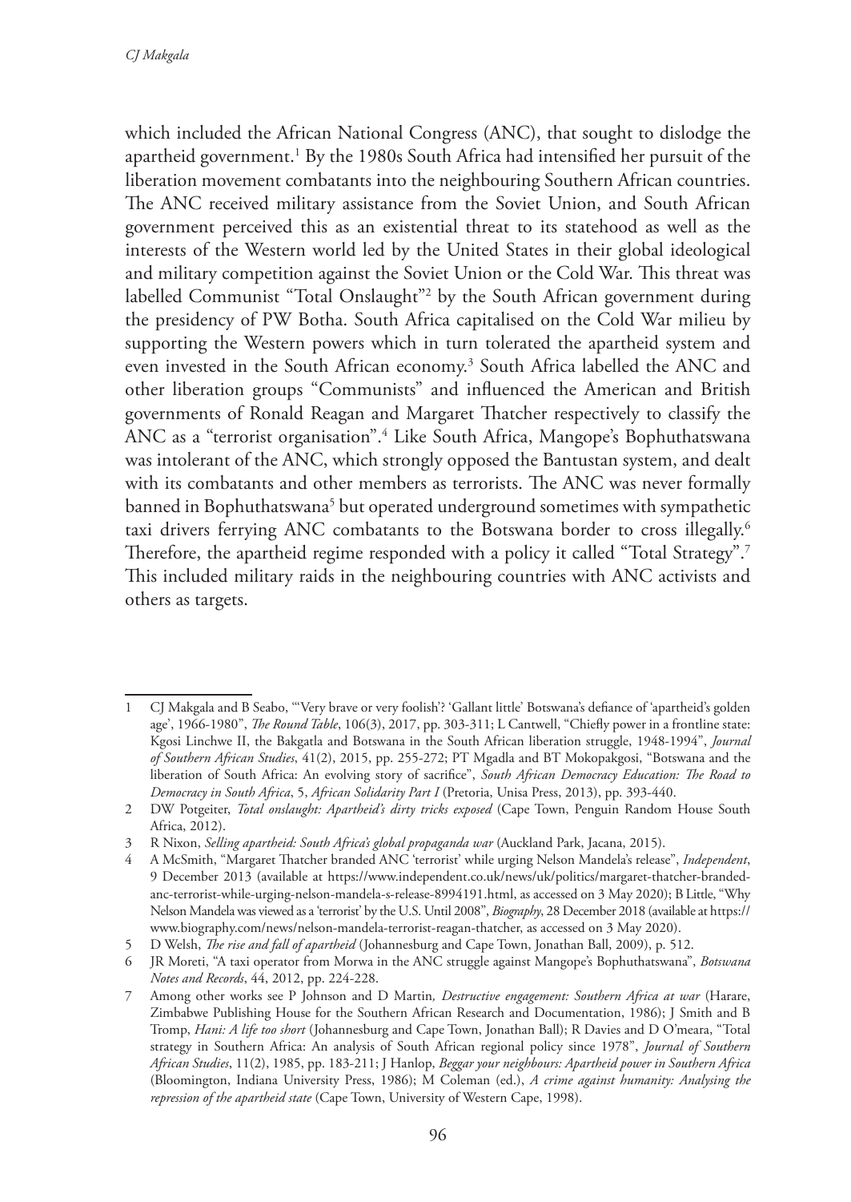which included the African National Congress (ANC), that sought to dislodge the apartheid government.[1] By the 1980s South Africa had intensified her pursuit of the liberation movement combatants into the neighbouring Southern African countries. The ANC received military assistance from the Soviet Union, and South African government perceived this as an existential threat to its statehood as well as the interests of the Western world led by the United States in their global ideological and military competition against the Soviet Union or the Cold War. This threat was labelled Communist "Total Onslaught"[2] by the South African government during the presidency of PW Botha. South Africa capitalised on the Cold War milieu by supporting the Western powers which in turn tolerated the apartheid system and even invested in the South African economy.[3] South Africa labelled the ANC and other liberation groups "Communists" and influenced the American and British governments of Ronald Reagan and Margaret Thatcher respectively to classify the ANC as a "terrorist organisation".[4] Like South Africa, Mangope's Bophuthatswana was intolerant of the ANC, which strongly opposed the Bantustan system, and dealt with its combatants and other members as terrorists. The ANC was never formally banned in Bophuthatswana[5] but operated underground sometimes with sympathetic taxi drivers ferrying ANC combatants to the Botswana border to cross illegally.[6] Therefore, the apartheid regime responded with a policy it called "Total Strategy".[7] This included military raids in the neighbouring countries with ANC activists and others as targets.

---

1 CJ Makgala and B Seabo, "'Very brave or very foolish'? 'Gallant little' Botswana's defiance of 'apartheid's golden age', 1966-1980", *The Round Table*, 106(3), 2017, pp. 303-311; L Cantwell, "Chiefly power in a frontline state: Kgosi Linchwe II, the Bakgatla and Botswana in the South African liberation struggle, 1948-1994", *Journal of Southern African Studies*, 41(2), 2015, pp. 255-272; PT Mgadla and BT Mokopakgosi, "Botswana and the liberation of South Africa: An evolving story of sacrifice", *South African Democracy Education: The Road to Democracy in South Africa*, 5, *African Solidarity Part I* (Pretoria, Unisa Press, 2013), pp. 393-440.

2 DW Potgeiter, *Total onslaught: Apartheid's dirty tricks exposed* (Cape Town, Penguin Random House South Africa, 2012).

3 R Nixon, *Selling apartheid: South Africa's global propaganda war* (Auckland Park, Jacana, 2015).

4 A McSmith, "Margaret Thatcher branded ANC 'terrorist' while urging Nelson Mandela's release", *Independent*, 9 December 2013 (available at https://www.independent.co.uk/news/uk/politics/margaret-thatcher-branded-anc-terrorist-while-urging-nelson-mandela-s-release-8994191.html, as accessed on 3 May 2020); B Little, "Why Nelson Mandela was viewed as a 'terrorist' by the U.S. Until 2008", *Biography*, 28 December 2018 (available at https://www.biography.com/news/nelson-mandela-terrorist-reagan-thatcher, as accessed on 3 May 2020).

5 D Welsh, *The rise and fall of apartheid* (Johannesburg and Cape Town, Jonathan Ball, 2009), p. 512.

6 JR Moreti, "A taxi operator from Morwa in the ANC struggle against Mangope's Bophuthatswana", *Botswana Notes and Records*, 44, 2012, pp. 224-228.

7 Among other works see P Johnson and D Martin*, Destructive engagement: Southern Africa at war* (Harare, Zimbabwe Publishing House for the Southern African Research and Documentation, 1986); J Smith and B Tromp, *Hani: A life too short* (Johannesburg and Cape Town, Jonathan Ball); R Davies and D O'meara, "Total strategy in Southern Africa: An analysis of South African regional policy since 1978", *Journal of Southern African Studies*, 11(2), 1985, pp. 183-211; J Hanlop, *Beggar your neighbours: Apartheid power in Southern Africa* (Bloomington, Indiana University Press, 1986); M Coleman (ed.), *A crime against humanity: Analysing the repression of the apartheid state* (Cape Town, University of Western Cape, 1998).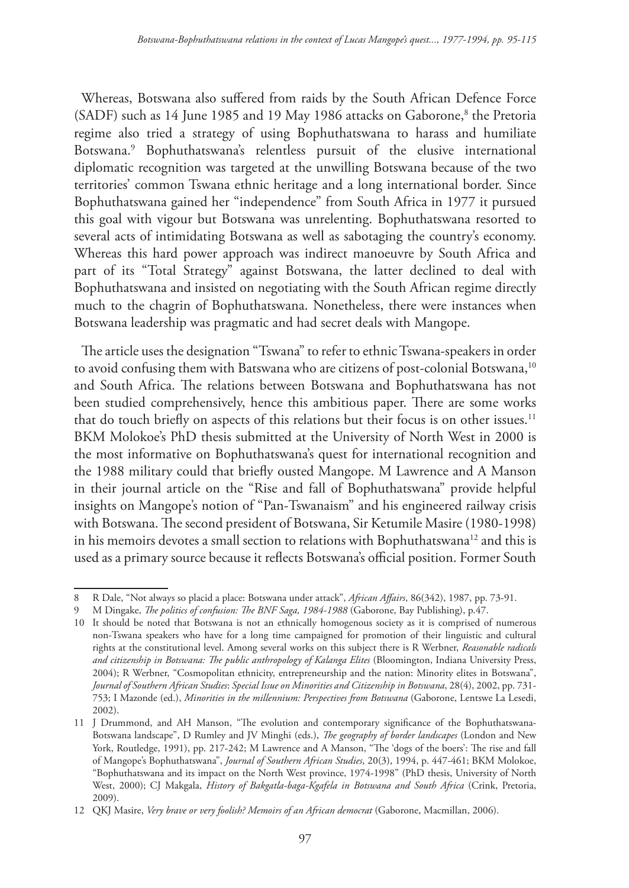Whereas, Botswana also suffered from raids by the South African Defence Force (SADF) such as 14 June 1985 and 19 May 1986 attacks on Gaborone,[8] the Pretoria regime also tried a strategy of using Bophuthatswana to harass and humiliate Botswana.[9] Bophuthatswana's relentless pursuit of the elusive international diplomatic recognition was targeted at the unwilling Botswana because of the two territories' common Tswana ethnic heritage and a long international border. Since Bophuthatswana gained her "independence" from South Africa in 1977 it pursued this goal with vigour but Botswana was unrelenting. Bophuthatswana resorted to several acts of intimidating Botswana as well as sabotaging the country's economy. Whereas this hard power approach was indirect manoeuvre by South Africa and part of its "Total Strategy" against Botswana, the latter declined to deal with Bophuthatswana and insisted on negotiating with the South African regime directly much to the chagrin of Bophuthatswana. Nonetheless, there were instances when Botswana leadership was pragmatic and had secret deals with Mangope.

The article uses the designation "Tswana" to refer to ethnic Tswana-speakers in order to avoid confusing them with Batswana who are citizens of post-colonial Botswana,[10] and South Africa. The relations between Botswana and Bophuthatswana has not been studied comprehensively, hence this ambitious paper. There are some works that do touch briefly on aspects of this relations but their focus is on other issues.[11] BKM Molokoe's PhD thesis submitted at the University of North West in 2000 is the most informative on Bophuthatswana's quest for international recognition and the 1988 military could that briefly ousted Mangope. M Lawrence and A Manson in their journal article on the "Rise and fall of Bophuthatswana" provide helpful insights on Mangope's notion of "Pan-Tswanaism" and his engineered railway crisis with Botswana. The second president of Botswana, Sir Ketumile Masire (1980-1998) in his memoirs devotes a small section to relations with Bophuthatswana[12] and this is used as a primary source because it reflects Botswana's official position. Former South

---

8 R Dale, "Not always so placid a place: Botswana under attack", *African Affairs*, 86(342), 1987, pp. 73-91.

9 M Dingake, *The politics of confusion: The BNF Saga, 1984-1988* (Gaborone, Bay Publishing), p.47.

10 It should be noted that Botswana is not an ethnically homogenous society as it is comprised of numerous non-Tswana speakers who have for a long time campaigned for promotion of their linguistic and cultural rights at the constitutional level. Among several works on this subject there is R Werbner, *Reasonable radicals and citizenship in Botswana: The public anthropology of Kalanga Elites* (Bloomington, Indiana University Press, 2004); R Werbner, "Cosmopolitan ethnicity, entrepreneurship and the nation: Minority elites in Botswana", *Journal of Southern African Studies*: *Special Issue on Minorities and Citizenship in Botswana*, 28(4), 2002, pp. 731-753; I Mazonde (ed.), *Minorities in the millennium: Perspectives from Botswana* (Gaborone, Lentswe La Lesedi, 2002).

11 J Drummond, and AH Manson, "The evolution and contemporary significance of the Bophuthatswana-Botswana landscape", D Rumley and JV Minghi (eds.), *The geography of border landscapes* (London and New York, Routledge, 1991), pp. 217-242; M Lawrence and A Manson, "The 'dogs of the boers': The rise and fall of Mangope's Bophuthatswana", *Journal of Southern African Studies*, 20(3), 1994, p. 447-461; BKM Molokoe, "Bophuthatswana and its impact on the North West province, 1974-1998" (PhD thesis, University of North West, 2000); CJ Makgala, *History of Bakgatla-baga-Kgafela in Botswana and South Africa* (Crink, Pretoria, 2009).

12 QKJ Masire, *Very brave or very foolish? Memoirs of an African democrat* (Gaborone, Macmillan, 2006).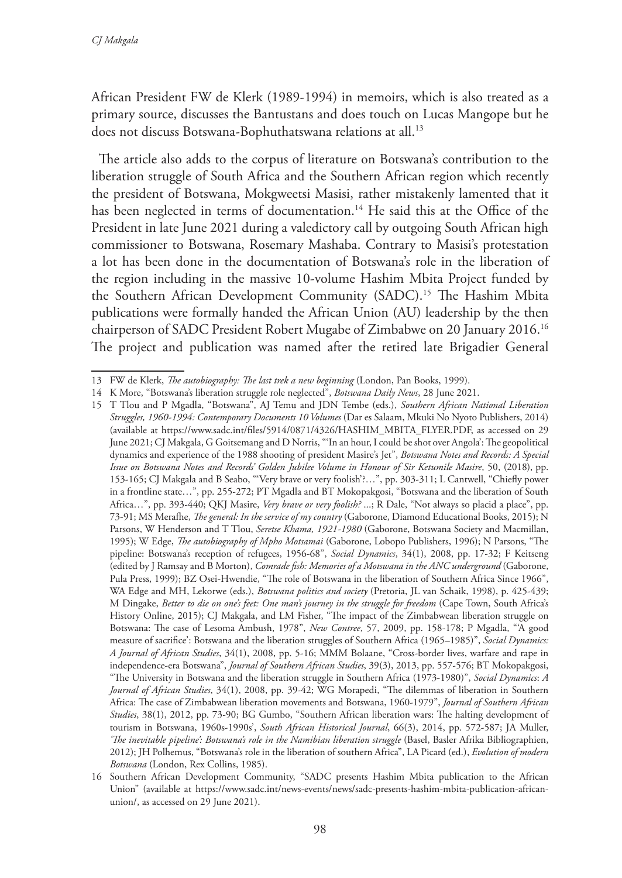African President FW de Klerk (1989-1994) in memoirs, which is also treated as a primary source, discusses the Bantustans and does touch on Lucas Mangope but he does not discuss Botswana-Bophuthatswana relations at all.[13]

The article also adds to the corpus of literature on Botswana's contribution to the liberation struggle of South Africa and the Southern African region which recently the president of Botswana, Mokgweetsi Masisi, rather mistakenly lamented that it has been neglected in terms of documentation.[14] He said this at the Office of the President in late June 2021 during a valedictory call by outgoing South African high commissioner to Botswana, Rosemary Mashaba. Contrary to Masisi's protestation a lot has been done in the documentation of Botswana's role in the liberation of the region including in the massive 10-volume Hashim Mbita Project funded by the Southern African Development Community (SADC).[15] The Hashim Mbita publications were formally handed the African Union (AU) leadership by the then chairperson of SADC President Robert Mugabe of Zimbabwe on 20 January 2016.[16] The project and publication was named after the retired late Brigadier General

---

13 FW de Klerk, *The autobiography: The last trek a new beginning* (London, Pan Books, 1999).

14 K More, "Botswana's liberation struggle role neglected", *Botswana Daily News*, 28 June 2021.

15 T Tlou and P Mgadla, "Botswana", AJ Temu and JDN Tembe (eds.), *Southern African National Liberation Struggles, 1960-1994: Contemporary Documents 10 Volumes* (Dar es Salaam, Mkuki No Nyoto Publishers, 2014) (available at https://www.sadc.int/files/5914/0871/4326/HASHIM_MBITA_FLYER.PDF, as accessed on 29 June 2021; CJ Makgala, G Goitsemang and D Norris, "'In an hour, I could be shot over Angola': The geopolitical dynamics and experience of the 1988 shooting of president Masire's Jet", *Botswana Notes and Records: A Special Issue on Botswana Notes and Records' Golden Jubilee Volume in Honour of Sir Ketumile Masire*, 50, (2018), pp. 153-165; CJ Makgala and B Seabo, "'Very brave or very foolish'?…", pp. 303-311; L Cantwell, "Chiefly power in a frontline state…", pp. 255-272; PT Mgadla and BT Mokopakgosi, "Botswana and the liberation of South Africa…", pp. 393-440; QKJ Masire, *Very brave or very foolish?* ...; R Dale, "Not always so placid a place", pp. 73-91; MS Merafhe, *The general: In the service of my country* (Gaborone, Diamond Educational Books, 2015); N Parsons, W Henderson and T Tlou, *Seretse Khama, 1921-1980* (Gaborone, Botswana Society and Macmillan, 1995); W Edge, *The autobiography of Mpho Motsamai* (Gaborone, Lobopo Publishers, 1996); N Parsons, "The pipeline: Botswana's reception of refugees, 1956-68", *Social Dynamics*, 34(1), 2008, pp. 17-32; F Keitseng (edited by J Ramsay and B Morton), *Comrade fish: Memories of a Motswana in the ANC underground* (Gaborone, Pula Press, 1999); BZ Osei-Hwendie, "The role of Botswana in the liberation of Southern Africa Since 1966", WA Edge and MH, Lekorwe (eds.), *Botswana politics and society* (Pretoria, JL van Schaik, 1998), p. 425-439; M Dingake, *Better to die on one's feet: One man's journey in the struggle for freedom* (Cape Town, South Africa's History Online, 2015); CJ Makgala, and LM Fisher, "The impact of the Zimbabwean liberation struggle on Botswana: The case of Lesoma Ambush, 1978", *New Contree*, 57, 2009, pp. 158-178; P Mgadla, "'A good measure of sacrifice': Botswana and the liberation struggles of Southern Africa (1965–1985)", *Social Dynamics: A Journal of African Studies*, 34(1), 2008, pp. 5-16; MMM Bolaane, "Cross-border lives, warfare and rape in independence-era Botswana", *Journal of Southern African Studies*, 39(3), 2013, pp. 557-576; BT Mokopakgosi, "The University in Botswana and the liberation struggle in Southern Africa (1973-1980)", *Social Dynamics*: *A Journal of African Studies*, 34(1), 2008, pp. 39-42; WG Morapedi, "The dilemmas of liberation in Southern Africa: The case of Zimbabwean liberation movements and Botswana, 1960-1979", *Journal of Southern African Studies*, 38(1), 2012, pp. 73-90; BG Gumbo, "Southern African liberation wars: The halting development of tourism in Botswana, 1960s-1990s', *South African Historical Journal*, 66(3), 2014, pp. 572-587; JA Muller, *'The inevitable pipeline': Botswana's role in the Namibian liberation struggle* (Basel, Basler Afrika Bibliographien, 2012); JH Polhemus, "Botswana's role in the liberation of southern Africa", LA Picard (ed.), *Evolution of modern Botswana* (London, Rex Collins, 1985).

16 Southern African Development Community, "SADC presents Hashim Mbita publication to the African Union" (available at https://www.sadc.int/news-events/news/sadc-presents-hashim-mbita-publication-african-union/, as accessed on 29 June 2021).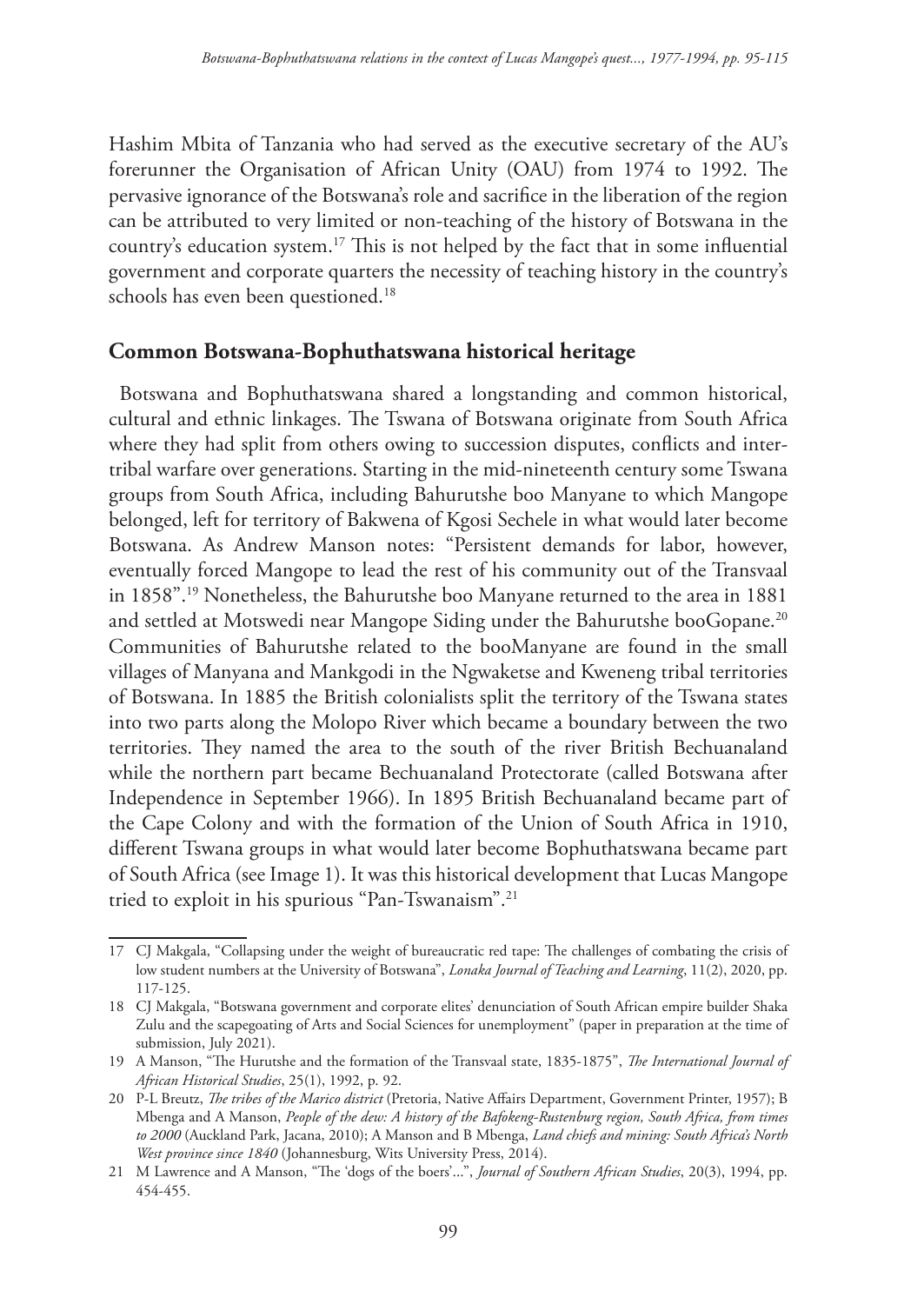Hashim Mbita of Tanzania who had served as the executive secretary of the AU's forerunner the Organisation of African Unity (OAU) from 1974 to 1992. The pervasive ignorance of the Botswana's role and sacrifice in the liberation of the region can be attributed to very limited or non-teaching of the history of Botswana in the country's education system.[17] This is not helped by the fact that in some influential government and corporate quarters the necessity of teaching history in the country's schools has even been questioned.[18]

## Common Botswana-Bophuthatswana historical heritage

Botswana and Bophuthatswana shared a longstanding and common historical, cultural and ethnic linkages. The Tswana of Botswana originate from South Africa where they had split from others owing to succession disputes, conflicts and inter-tribal warfare over generations. Starting in the mid-nineteenth century some Tswana groups from South Africa, including Bahurutshe boo Manyane to which Mangope belonged, left for territory of Bakwena of Kgosi Sechele in what would later become Botswana. As Andrew Manson notes: "Persistent demands for labor, however, eventually forced Mangope to lead the rest of his community out of the Transvaal in 1858".[19] Nonetheless, the Bahurutshe boo Manyane returned to the area in 1881 and settled at Motswedi near Mangope Siding under the Bahurutshe booGopane.[20] Communities of Bahurutshe related to the booManyane are found in the small villages of Manyana and Mankgodi in the Ngwaketse and Kweneng tribal territories of Botswana. In 1885 the British colonialists split the territory of the Tswana states into two parts along the Molopo River which became a boundary between the two territories. They named the area to the south of the river British Bechuanaland while the northern part became Bechuanaland Protectorate (called Botswana after Independence in September 1966). In 1895 British Bechuanaland became part of the Cape Colony and with the formation of the Union of South Africa in 1910, different Tswana groups in what would later become Bophuthatswana became part of South Africa (see Image 1). It was this historical development that Lucas Mangope tried to exploit in his spurious "Pan-Tswanaism".[21]

---

17 CJ Makgala, "Collapsing under the weight of bureaucratic red tape: The challenges of combating the crisis of low student numbers at the University of Botswana", *Lonaka Journal of Teaching and Learning*, 11(2), 2020, pp. 117-125.

18 CJ Makgala, "Botswana government and corporate elites' denunciation of South African empire builder Shaka Zulu and the scapegoating of Arts and Social Sciences for unemployment" (paper in preparation at the time of submission, July 2021).

19 A Manson, "The Hurutshe and the formation of the Transvaal state, 1835-1875", *The International Journal of African Historical Studies*, 25(1), 1992, p. 92.

20 P-L Breutz, *The tribes of the Marico district* (Pretoria, Native Affairs Department, Government Printer, 1957); B Mbenga and A Manson, *People of the dew: A history of the Bafokeng-Rustenburg region, South Africa, from times to 2000* (Auckland Park, Jacana, 2010); A Manson and B Mbenga, *Land chiefs and mining: South Africa's North West province since 1840* (Johannesburg, Wits University Press, 2014).

21 M Lawrence and A Manson, "The 'dogs of the boers'...", *Journal of Southern African Studies*, 20(3), 1994, pp. 454-455.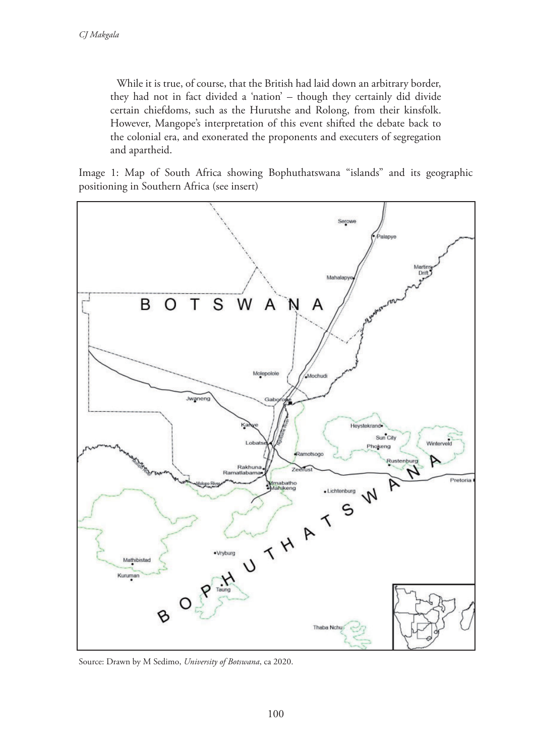While it is true, of course, that the British had laid down an arbitrary border, they had not in fact divided a 'nation' – though they certainly did divide certain chiefdoms, such as the Hurutshe and Rolong, from their kinsfolk. However, Mangope's interpretation of this event shifted the debate back to the colonial era, and exonerated the proponents and executers of segregation and apartheid.

Image 1: Map of South Africa showing Bophuthatswana "islands" and its geographic positioning in Southern Africa (see insert)

Source: Drawn by M Sedimo, *University of Botswana*, ca 2020.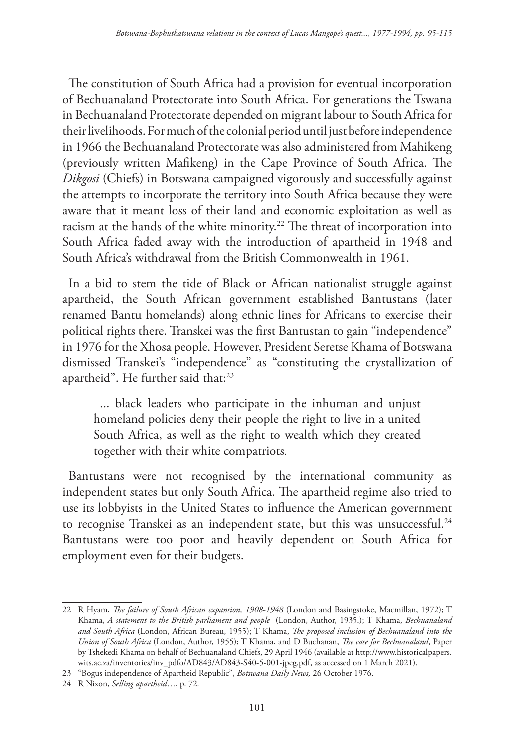The constitution of South Africa had a provision for eventual incorporation of Bechuanaland Protectorate into South Africa. For generations the Tswana in Bechuanaland Protectorate depended on migrant labour to South Africa for their livelihoods. For much of the colonial period until just before independence in 1966 the Bechuanaland Protectorate was also administered from Mahikeng (previously written Mafikeng) in the Cape Province of South Africa. The *Dikgosi* (Chiefs) in Botswana campaigned vigorously and successfully against the attempts to incorporate the territory into South Africa because they were aware that it meant loss of their land and economic exploitation as well as racism at the hands of the white minority.[22] The threat of incorporation into South Africa faded away with the introduction of apartheid in 1948 and South Africa's withdrawal from the British Commonwealth in 1961.

In a bid to stem the tide of Black or African nationalist struggle against apartheid, the South African government established Bantustans (later renamed Bantu homelands) along ethnic lines for Africans to exercise their political rights there. Transkei was the first Bantustan to gain "independence" in 1976 for the Xhosa people. However, President Seretse Khama of Botswana dismissed Transkei's "independence" as "constituting the crystallization of apartheid". He further said that:[23]

> ... black leaders who participate in the inhuman and unjust homeland policies deny their people the right to live in a united South Africa, as well as the right to wealth which they created together with their white compatriots.

Bantustans were not recognised by the international community as independent states but only South Africa. The apartheid regime also tried to use its lobbyists in the United States to influence the American government to recognise Transkei as an independent state, but this was unsuccessful.[24] Bantustans were too poor and heavily dependent on South Africa for employment even for their budgets.

---

22 R Hyam, *The failure of South African expansion, 1908-1948* (London and Basingstoke, Macmillan, 1972); T Khama, *A statement to the British parliament and people* (London, Author, 1935.); T Khama, *Bechuanaland and South Africa* (London, African Bureau, 1955); T Khama, *The proposed inclusion of Bechuanaland into the Union of South Africa* (London, Author, 1955); T Khama, and D Buchanan, *The case for Bechuanaland*, Paper by Tshekedi Khama on behalf of Bechuanaland Chiefs, 29 April 1946 (available at http://www.historicalpapers.wits.ac.za/inventories/inv_pdfo/AD843/AD843-S40-5-001-jpeg.pdf, as accessed on 1 March 2021).

23 "Bogus independence of Apartheid Republic", *Botswana Daily News,* 26 October 1976.

24 R Nixon, *Selling apartheid*…, p. 72.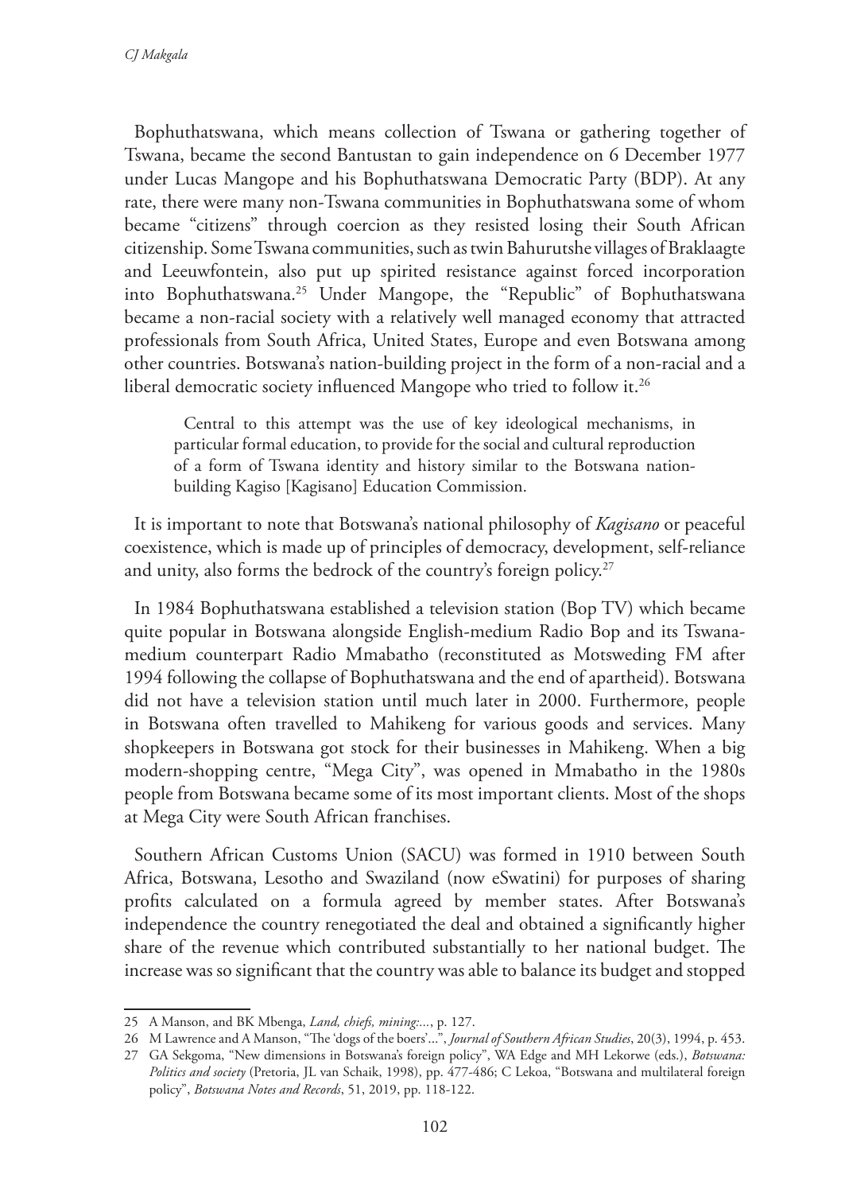Bophuthatswana, which means collection of Tswana or gathering together of Tswana, became the second Bantustan to gain independence on 6 December 1977 under Lucas Mangope and his Bophuthatswana Democratic Party (BDP). At any rate, there were many non-Tswana communities in Bophuthatswana some of whom became "citizens" through coercion as they resisted losing their South African citizenship. Some Tswana communities, such as twin Bahurutshe villages of Braklaagte and Leeuwfontein, also put up spirited resistance against forced incorporation into Bophuthatswana.[25] Under Mangope, the "Republic" of Bophuthatswana became a non-racial society with a relatively well managed economy that attracted professionals from South Africa, United States, Europe and even Botswana among other countries. Botswana's nation-building project in the form of a non-racial and a liberal democratic society influenced Mangope who tried to follow it.[26]

> Central to this attempt was the use of key ideological mechanisms, in particular formal education, to provide for the social and cultural reproduction of a form of Tswana identity and history similar to the Botswana nation-building Kagiso [Kagisano] Education Commission.

It is important to note that Botswana's national philosophy of *Kagisano* or peaceful coexistence, which is made up of principles of democracy, development, self-reliance and unity, also forms the bedrock of the country's foreign policy.[27]

In 1984 Bophuthatswana established a television station (Bop TV) which became quite popular in Botswana alongside English-medium Radio Bop and its Tswana-medium counterpart Radio Mmabatho (reconstituted as Motsweding FM after 1994 following the collapse of Bophuthatswana and the end of apartheid). Botswana did not have a television station until much later in 2000. Furthermore, people in Botswana often travelled to Mahikeng for various goods and services. Many shopkeepers in Botswana got stock for their businesses in Mahikeng. When a big modern-shopping centre, "Mega City", was opened in Mmabatho in the 1980s people from Botswana became some of its most important clients. Most of the shops at Mega City were South African franchises.

Southern African Customs Union (SACU) was formed in 1910 between South Africa, Botswana, Lesotho and Swaziland (now eSwatini) for purposes of sharing profits calculated on a formula agreed by member states. After Botswana's independence the country renegotiated the deal and obtained a significantly higher share of the revenue which contributed substantially to her national budget. The increase was so significant that the country was able to balance its budget and stopped

---

25 A Manson, and BK Mbenga, *Land, chiefs, mining:...*, p. 127.

26 M Lawrence and A Manson, "The 'dogs of the boers'...", *Journal of Southern African Studies*, 20(3), 1994, p. 453.

27 GA Sekgoma, "New dimensions in Botswana's foreign policy", WA Edge and MH Lekorwe (eds.), *Botswana: Politics and society* (Pretoria, JL van Schaik, 1998), pp. 477-486; C Lekoa, "Botswana and multilateral foreign policy", *Botswana Notes and Records*, 51, 2019, pp. 118-122.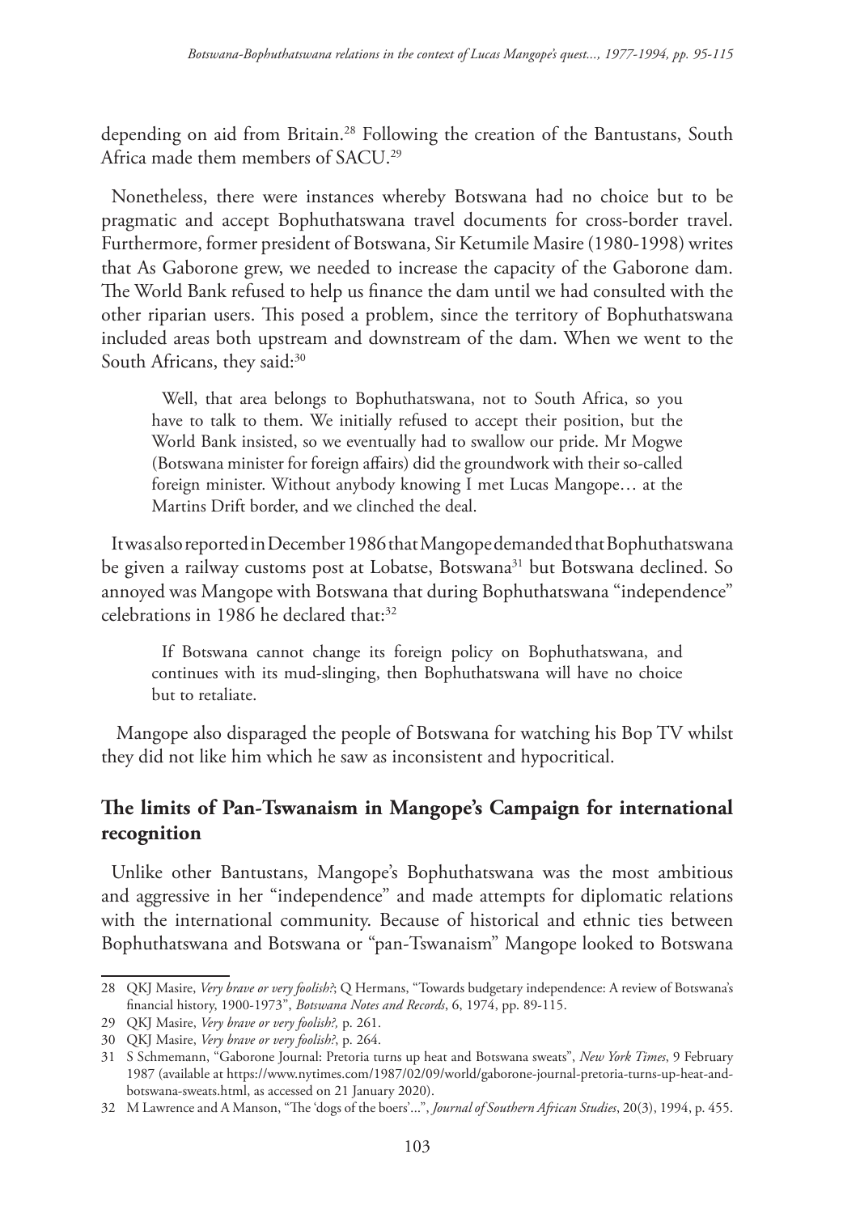depending on aid from Britain.[28] Following the creation of the Bantustans, South Africa made them members of SACU.[29]

Nonetheless, there were instances whereby Botswana had no choice but to be pragmatic and accept Bophuthatswana travel documents for cross-border travel. Furthermore, former president of Botswana, Sir Ketumile Masire (1980-1998) writes that As Gaborone grew, we needed to increase the capacity of the Gaborone dam. The World Bank refused to help us finance the dam until we had consulted with the other riparian users. This posed a problem, since the territory of Bophuthatswana included areas both upstream and downstream of the dam. When we went to the South Africans, they said:[30]

> Well, that area belongs to Bophuthatswana, not to South Africa, so you have to talk to them. We initially refused to accept their position, but the World Bank insisted, so we eventually had to swallow our pride. Mr Mogwe (Botswana minister for foreign affairs) did the groundwork with their so-called foreign minister. Without anybody knowing I met Lucas Mangope… at the Martins Drift border, and we clinched the deal.

It was also reported in December 1986 that Mangope demanded that Bophuthatswana be given a railway customs post at Lobatse, Botswana[31] but Botswana declined. So annoyed was Mangope with Botswana that during Bophuthatswana "independence" celebrations in 1986 he declared that:[32]

> If Botswana cannot change its foreign policy on Bophuthatswana, and continues with its mud-slinging, then Bophuthatswana will have no choice but to retaliate.

Mangope also disparaged the people of Botswana for watching his Bop TV whilst they did not like him which he saw as inconsistent and hypocritical.

## The limits of Pan-Tswanaism in Mangope's Campaign for international recognition

Unlike other Bantustans, Mangope's Bophuthatswana was the most ambitious and aggressive in her "independence" and made attempts for diplomatic relations with the international community. Because of historical and ethnic ties between Bophuthatswana and Botswana or "pan-Tswanaism" Mangope looked to Botswana

---

28 QKJ Masire, *Very brave or very foolish?*; Q Hermans, "Towards budgetary independence: A review of Botswana's financial history, 1900-1973", *Botswana Notes and Records*, 6, 1974, pp. 89-115.

29 QKJ Masire, *Very brave or very foolish?,* p. 261.

30 QKJ Masire, *Very brave or very foolish?*, p. 264.

31 S Schmemann, "Gaborone Journal: Pretoria turns up heat and Botswana sweats", *New York Times*, 9 February 1987 (available at https://www.nytimes.com/1987/02/09/world/gaborone-journal-pretoria-turns-up-heat-and-botswana-sweats.html, as accessed on 21 January 2020).

32 M Lawrence and A Manson, "The 'dogs of the boers'…", *Journal of Southern African Studies*, 20(3), 1994, p. 455.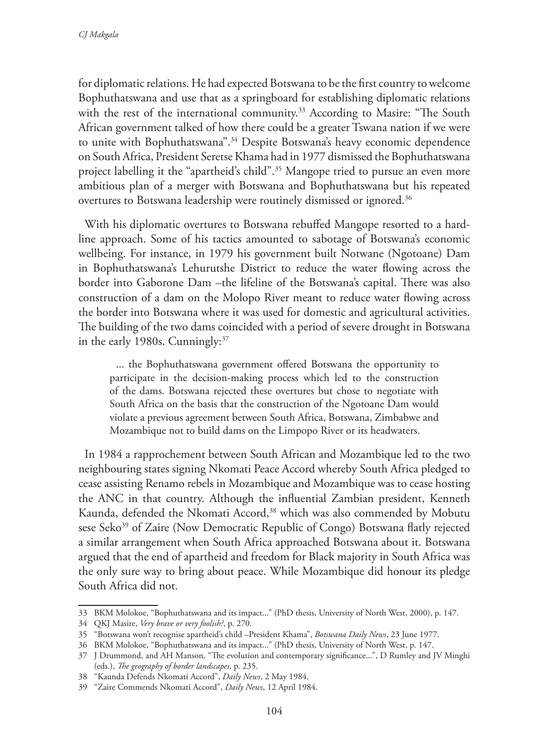for diplomatic relations. He had expected Botswana to be the first country to welcome Bophuthatswana and use that as a springboard for establishing diplomatic relations with the rest of the international community.[33] According to Masire: "The South African government talked of how there could be a greater Tswana nation if we were to unite with Bophuthatswana".[34] Despite Botswana's heavy economic dependence on South Africa, President Seretse Khama had in 1977 dismissed the Bophuthatswana project labelling it the "apartheid's child".[35] Mangope tried to pursue an even more ambitious plan of a merger with Botswana and Bophuthatswana but his repeated overtures to Botswana leadership were routinely dismissed or ignored.[36]

With his diplomatic overtures to Botswana rebuffed Mangope resorted to a hard-line approach. Some of his tactics amounted to sabotage of Botswana's economic wellbeing. For instance, in 1979 his government built Notwane (Ngotoane) Dam in Bophuthatswana's Lehurutshe District to reduce the water flowing across the border into Gaborone Dam –the lifeline of the Botswana's capital. There was also construction of a dam on the Molopo River meant to reduce water flowing across the border into Botswana where it was used for domestic and agricultural activities. The building of the two dams coincided with a period of severe drought in Botswana in the early 1980s. Cunningly:[37]

> ... the Bophuthatswana government offered Botswana the opportunity to participate in the decision-making process which led to the construction of the dams. Botswana rejected these overtures but chose to negotiate with South Africa on the basis that the construction of the Ngotoane Dam would violate a previous agreement between South Africa, Botswana, Zimbabwe and Mozambique not to build dams on the Limpopo River or its headwaters.

In 1984 a rapprochement between South African and Mozambique led to the two neighbouring states signing Nkomati Peace Accord whereby South Africa pledged to cease assisting Renamo rebels in Mozambique and Mozambique was to cease hosting the ANC in that country. Although the influential Zambian president, Kenneth Kaunda, defended the Nkomati Accord,[38] which was also commended by Mobutu sese Seko[39] of Zaire (Now Democratic Republic of Congo) Botswana flatly rejected a similar arrangement when South Africa approached Botswana about it. Botswana argued that the end of apartheid and freedom for Black majority in South Africa was the only sure way to bring about peace. While Mozambique did honour its pledge South Africa did not.

---

33 BKM Molokoe, "Bophuthatswana and its impact..." (PhD thesis, University of North West, 2000), p. 147.

34 QKJ Masire, *Very brave or very foolish?*, p. 270.

35 "Botswana won't recognise apartheid's child –President Khama", *Botswana Daily News*, 23 June 1977.

36 BKM Molokoe, "Bophuthatswana and its impact..." (PhD thesis, University of North West, p. 147.

37 J Drummond, and AH Manson, "The evolution and contemporary significance...", D Rumley and JV Minghi (eds.), *The geography of border landscapes*, p. 235.

38 "Kaunda Defends Nkomati Accord", *Daily News*, 2 May 1984.

39 "Zaire Commends Nkomati Accord", *Daily News*, 12 April 1984.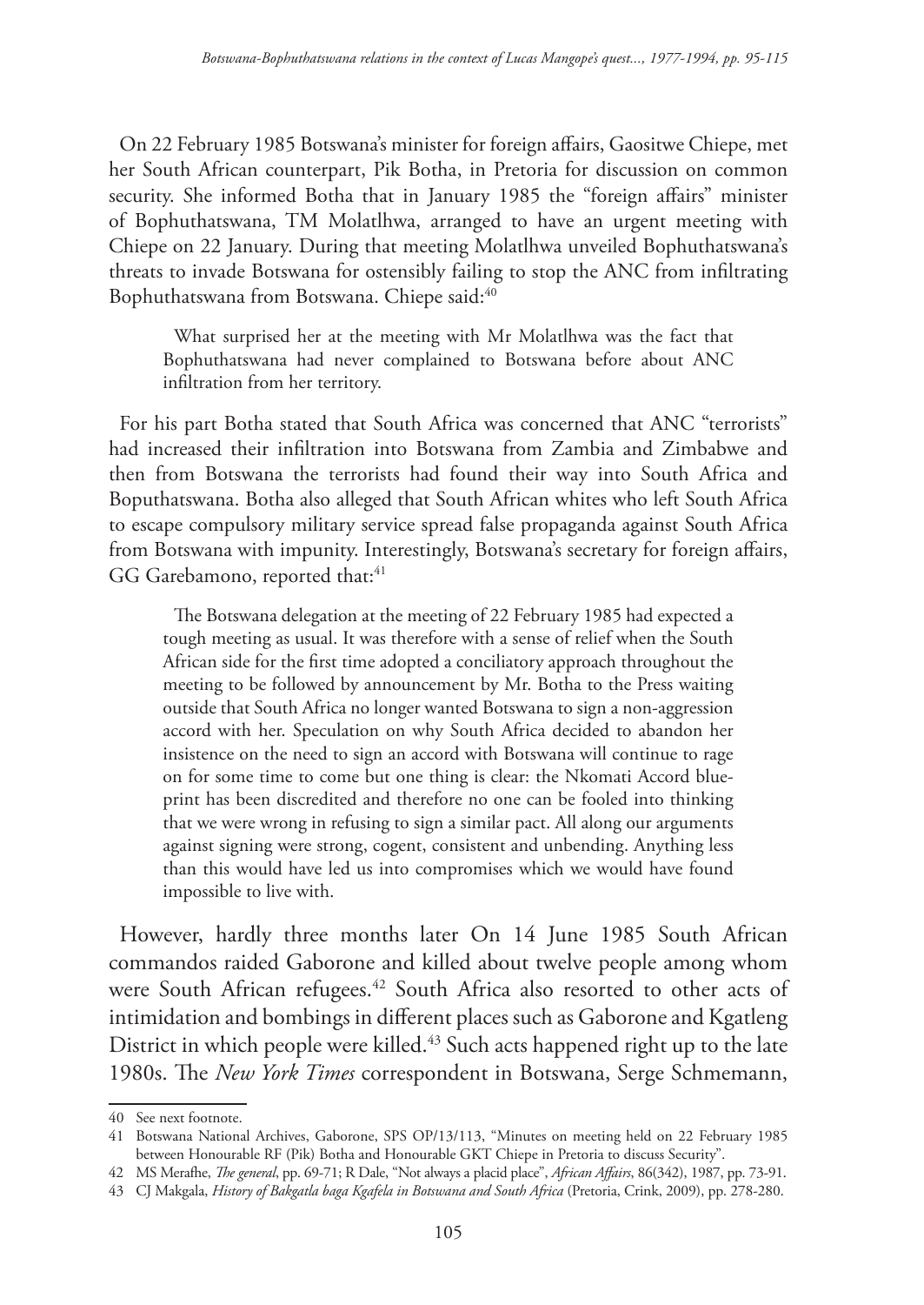On 22 February 1985 Botswana's minister for foreign affairs, Gaositwe Chiepe, met her South African counterpart, Pik Botha, in Pretoria for discussion on common security. She informed Botha that in January 1985 the "foreign affairs" minister of Bophuthatswana, TM Molatlhwa, arranged to have an urgent meeting with Chiepe on 22 January. During that meeting Molatlhwa unveiled Bophuthatswana's threats to invade Botswana for ostensibly failing to stop the ANC from infiltrating Bophuthatswana from Botswana. Chiepe said:[40]

> What surprised her at the meeting with Mr Molatlhwa was the fact that Bophuthatswana had never complained to Botswana before about ANC infiltration from her territory.

For his part Botha stated that South Africa was concerned that ANC "terrorists" had increased their infiltration into Botswana from Zambia and Zimbabwe and then from Botswana the terrorists had found their way into South Africa and Boputhatswana. Botha also alleged that South African whites who left South Africa to escape compulsory military service spread false propaganda against South Africa from Botswana with impunity. Interestingly, Botswana's secretary for foreign affairs, GG Garebamono, reported that:[41]

> The Botswana delegation at the meeting of 22 February 1985 had expected a tough meeting as usual. It was therefore with a sense of relief when the South African side for the first time adopted a conciliatory approach throughout the meeting to be followed by announcement by Mr. Botha to the Press waiting outside that South Africa no longer wanted Botswana to sign a non-aggression accord with her. Speculation on why South Africa decided to abandon her insistence on the need to sign an accord with Botswana will continue to rage on for some time to come but one thing is clear: the Nkomati Accord blue-print has been discredited and therefore no one can be fooled into thinking that we were wrong in refusing to sign a similar pact. All along our arguments against signing were strong, cogent, consistent and unbending. Anything less than this would have led us into compromises which we would have found impossible to live with.

However, hardly three months later On 14 June 1985 South African commandos raided Gaborone and killed about twelve people among whom were South African refugees.[42] South Africa also resorted to other acts of intimidation and bombings in different places such as Gaborone and Kgatleng District in which people were killed.[43] Such acts happened right up to the late 1980s. The *New York Times* correspondent in Botswana, Serge Schmemann,

---

40 See next footnote.

41 Botswana National Archives, Gaborone, SPS OP/13/113, "Minutes on meeting held on 22 February 1985 between Honourable RF (Pik) Botha and Honourable GKT Chiepe in Pretoria to discuss Security".

42 MS Merafhe, *The general*, pp. 69-71; R Dale, "Not always a placid place", *African Affairs*, 86(342), 1987, pp. 73-91.

43 CJ Makgala, *History of Bakgatla baga Kgafela in Botswana and South Africa* (Pretoria, Crink, 2009), pp. 278-280.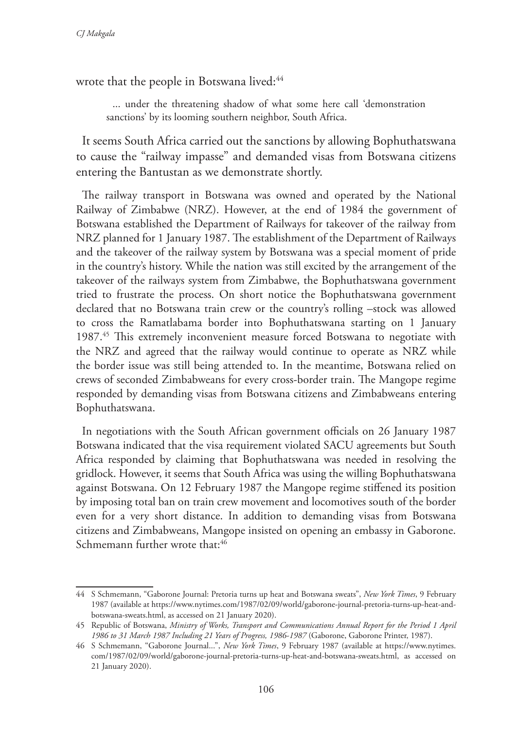wrote that the people in Botswana lived:[44]

> ... under the threatening shadow of what some here call 'demonstration sanctions' by its looming southern neighbor, South Africa.

It seems South Africa carried out the sanctions by allowing Bophuthatswana to cause the "railway impasse" and demanded visas from Botswana citizens entering the Bantustan as we demonstrate shortly.

The railway transport in Botswana was owned and operated by the National Railway of Zimbabwe (NRZ). However, at the end of 1984 the government of Botswana established the Department of Railways for takeover of the railway from NRZ planned for 1 January 1987. The establishment of the Department of Railways and the takeover of the railway system by Botswana was a special moment of pride in the country's history. While the nation was still excited by the arrangement of the takeover of the railways system from Zimbabwe, the Bophuthatswana government tried to frustrate the process. On short notice the Bophuthatswana government declared that no Botswana train crew or the country's rolling –stock was allowed to cross the Ramatlabama border into Bophuthatswana starting on 1 January 1987.[45] This extremely inconvenient measure forced Botswana to negotiate with the NRZ and agreed that the railway would continue to operate as NRZ while the border issue was still being attended to. In the meantime, Botswana relied on crews of seconded Zimbabweans for every cross-border train. The Mangope regime responded by demanding visas from Botswana citizens and Zimbabweans entering Bophuthatswana.

In negotiations with the South African government officials on 26 January 1987 Botswana indicated that the visa requirement violated SACU agreements but South Africa responded by claiming that Bophuthatswana was needed in resolving the gridlock. However, it seems that South Africa was using the willing Bophuthatswana against Botswana. On 12 February 1987 the Mangope regime stiffened its position by imposing total ban on train crew movement and locomotives south of the border even for a very short distance. In addition to demanding visas from Botswana citizens and Zimbabweans, Mangope insisted on opening an embassy in Gaborone. Schmemann further wrote that:[46]

---

44 S Schmemann, "Gaborone Journal: Pretoria turns up heat and Botswana sweats", *New York Times*, 9 February 1987 (available at https://www.nytimes.com/1987/02/09/world/gaborone-journal-pretoria-turns-up-heat-and-botswana-sweats.html, as accessed on 21 January 2020).

45 Republic of Botswana, *Ministry of Works, Transport and Communications Annual Report for the Period 1 April 1986 to 31 March 1987 Including 21 Years of Progress, 1986-1987* (Gaborone, Gaborone Printer, 1987).

46 S Schmemann, "Gaborone Journal...", *New York Times*, 9 February 1987 (available at https://www.nytimes.com/1987/02/09/world/gaborone-journal-pretoria-turns-up-heat-and-botswana-sweats.html, as accessed on 21 January 2020).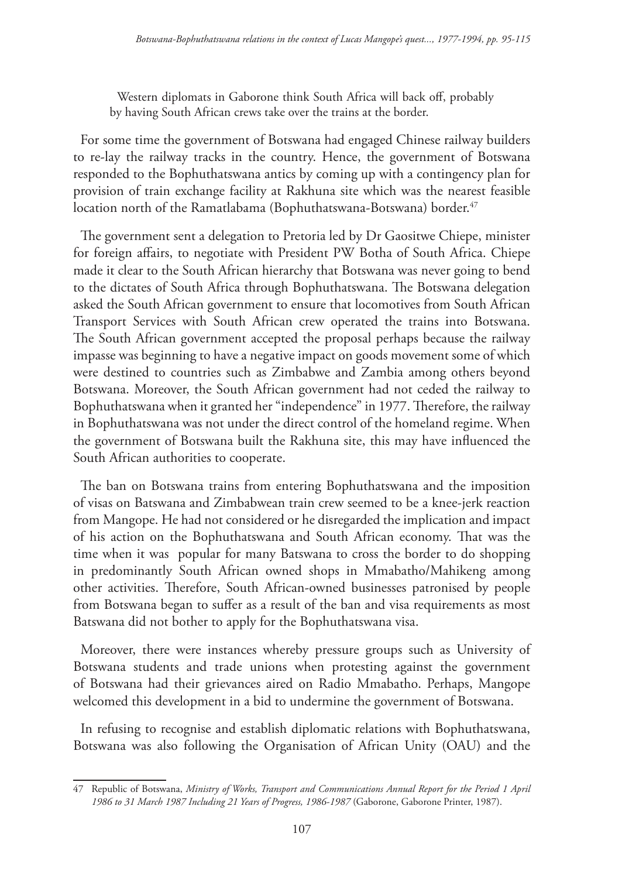> Western diplomats in Gaborone think South Africa will back off, probably by having South African crews take over the trains at the border.

For some time the government of Botswana had engaged Chinese railway builders to re-lay the railway tracks in the country. Hence, the government of Botswana responded to the Bophuthatswana antics by coming up with a contingency plan for provision of train exchange facility at Rakhuna site which was the nearest feasible location north of the Ramatlabama (Bophuthatswana-Botswana) border.[47]

The government sent a delegation to Pretoria led by Dr Gaositwe Chiepe, minister for foreign affairs, to negotiate with President PW Botha of South Africa. Chiepe made it clear to the South African hierarchy that Botswana was never going to bend to the dictates of South Africa through Bophuthatswana. The Botswana delegation asked the South African government to ensure that locomotives from South African Transport Services with South African crew operated the trains into Botswana. The South African government accepted the proposal perhaps because the railway impasse was beginning to have a negative impact on goods movement some of which were destined to countries such as Zimbabwe and Zambia among others beyond Botswana. Moreover, the South African government had not ceded the railway to Bophuthatswana when it granted her "independence" in 1977. Therefore, the railway in Bophuthatswana was not under the direct control of the homeland regime. When the government of Botswana built the Rakhuna site, this may have influenced the South African authorities to cooperate.

The ban on Botswana trains from entering Bophuthatswana and the imposition of visas on Batswana and Zimbabwean train crew seemed to be a knee-jerk reaction from Mangope. He had not considered or he disregarded the implication and impact of his action on the Bophuthatswana and South African economy. That was the time when it was popular for many Batswana to cross the border to do shopping in predominantly South African owned shops in Mmabatho/Mahikeng among other activities. Therefore, South African-owned businesses patronised by people from Botswana began to suffer as a result of the ban and visa requirements as most Batswana did not bother to apply for the Bophuthatswana visa.

Moreover, there were instances whereby pressure groups such as University of Botswana students and trade unions when protesting against the government of Botswana had their grievances aired on Radio Mmabatho. Perhaps, Mangope welcomed this development in a bid to undermine the government of Botswana.

In refusing to recognise and establish diplomatic relations with Bophuthatswana, Botswana was also following the Organisation of African Unity (OAU) and the

47 Republic of Botswana, *Ministry of Works, Transport and Communications Annual Report for the Period 1 April 1986 to 31 March 1987 Including 21 Years of Progress, 1986-1987* (Gaborone, Gaborone Printer, 1987).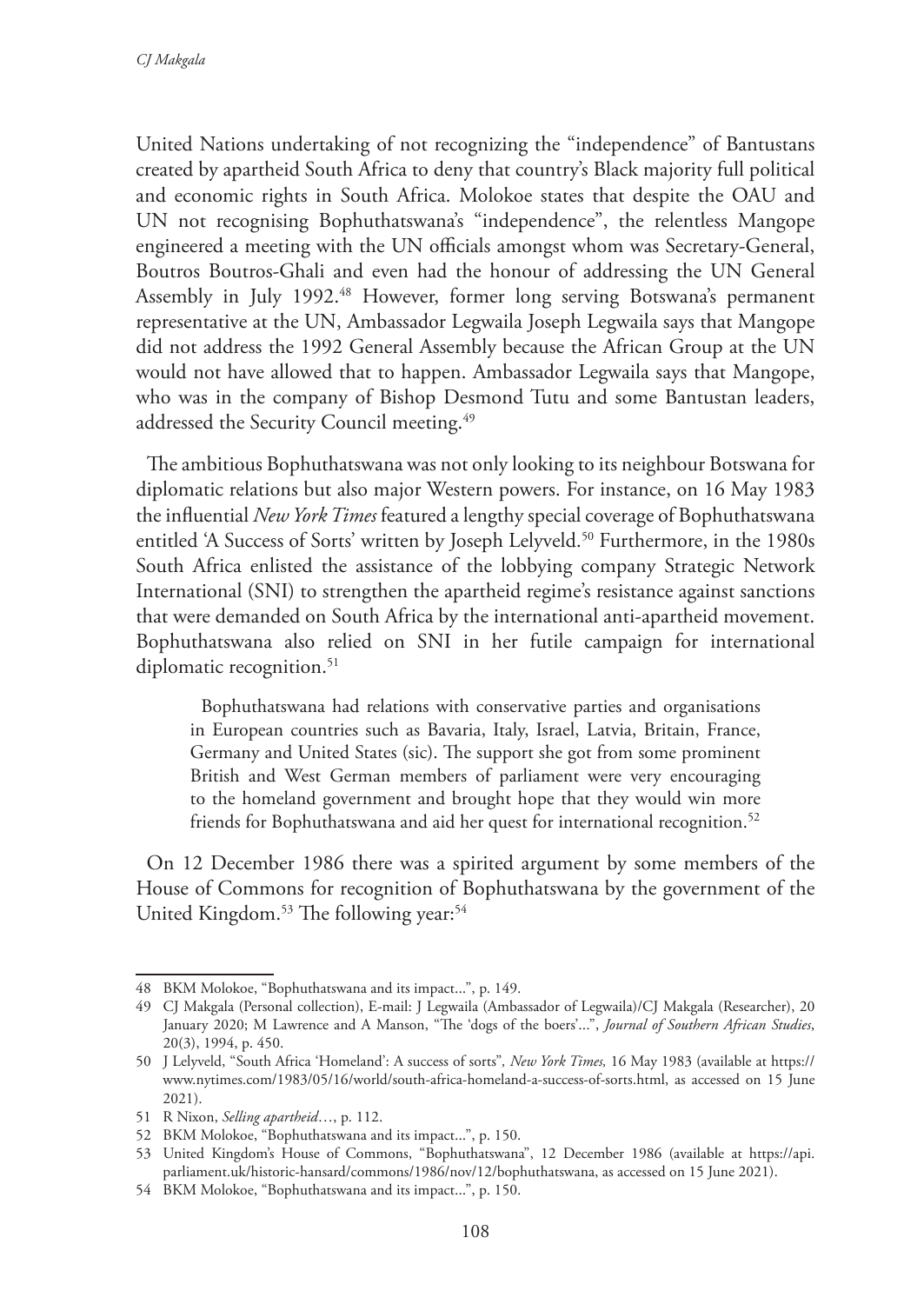United Nations undertaking of not recognizing the "independence" of Bantustans created by apartheid South Africa to deny that country's Black majority full political and economic rights in South Africa. Molokoe states that despite the OAU and UN not recognising Bophuthatswana's "independence", the relentless Mangope engineered a meeting with the UN officials amongst whom was Secretary-General, Boutros Boutros-Ghali and even had the honour of addressing the UN General Assembly in July 1992.[48] However, former long serving Botswana's permanent representative at the UN, Ambassador Legwaila Joseph Legwaila says that Mangope did not address the 1992 General Assembly because the African Group at the UN would not have allowed that to happen. Ambassador Legwaila says that Mangope, who was in the company of Bishop Desmond Tutu and some Bantustan leaders, addressed the Security Council meeting.[49]

The ambitious Bophuthatswana was not only looking to its neighbour Botswana for diplomatic relations but also major Western powers. For instance, on 16 May 1983 the influential *New York Times* featured a lengthy special coverage of Bophuthatswana entitled 'A Success of Sorts' written by Joseph Lelyveld.[50] Furthermore, in the 1980s South Africa enlisted the assistance of the lobbying company Strategic Network International (SNI) to strengthen the apartheid regime's resistance against sanctions that were demanded on South Africa by the international anti-apartheid movement. Bophuthatswana also relied on SNI in her futile campaign for international diplomatic recognition.[51]

> Bophuthatswana had relations with conservative parties and organisations in European countries such as Bavaria, Italy, Israel, Latvia, Britain, France, Germany and United States (sic). The support she got from some prominent British and West German members of parliament were very encouraging to the homeland government and brought hope that they would win more friends for Bophuthatswana and aid her quest for international recognition.[52]

On 12 December 1986 there was a spirited argument by some members of the House of Commons for recognition of Bophuthatswana by the government of the United Kingdom.[53] The following year:[54]

---

48 BKM Molokoe, "Bophuthatswana and its impact...", p. 149.

49 CJ Makgala (Personal collection), E-mail: J Legwaila (Ambassador of Legwaila)/CJ Makgala (Researcher), 20 January 2020; M Lawrence and A Manson, "The 'dogs of the boers'...", *Journal of Southern African Studies*, 20(3), 1994, p. 450.

50 J Lelyveld, "South Africa 'Homeland': A success of sorts", *New York Times,* 16 May 1983 (available at https://www.nytimes.com/1983/05/16/world/south-africa-homeland-a-success-of-sorts.html, as accessed on 15 June 2021).

51 R Nixon, *Selling apartheid*…, p. 112.

52 BKM Molokoe, "Bophuthatswana and its impact...", p. 150.

53 United Kingdom's House of Commons, "Bophuthatswana", 12 December 1986 (available at https://api.parliament.uk/historic-hansard/commons/1986/nov/12/bophuthatswana, as accessed on 15 June 2021).

54 BKM Molokoe, "Bophuthatswana and its impact...", p. 150.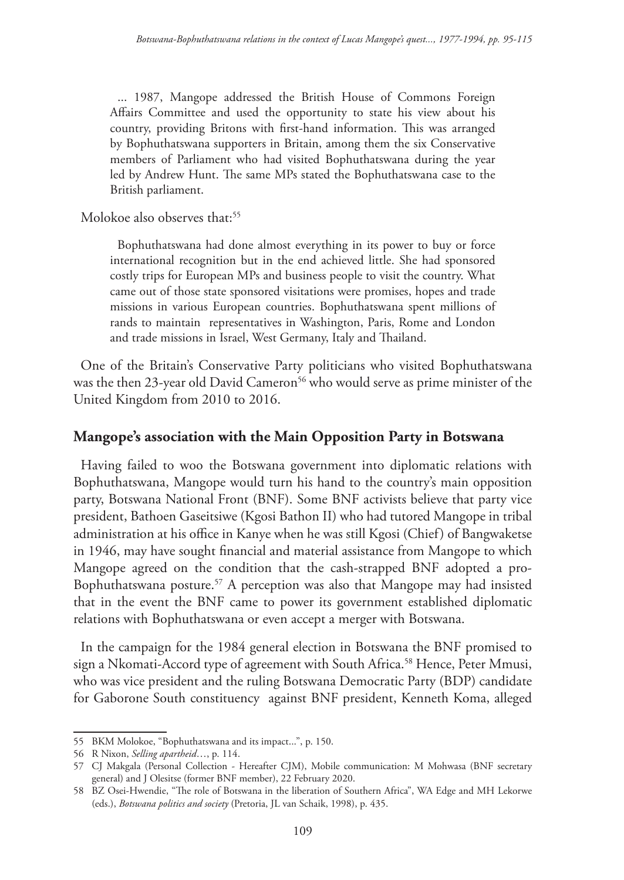... 1987, Mangope addressed the British House of Commons Foreign Affairs Committee and used the opportunity to state his view about his country, providing Britons with first-hand information. This was arranged by Bophuthatswana supporters in Britain, among them the six Conservative members of Parliament who had visited Bophuthatswana during the year led by Andrew Hunt. The same MPs stated the Bophuthatswana case to the British parliament.

Molokoe also observes that:[55]

> Bophuthatswana had done almost everything in its power to buy or force international recognition but in the end achieved little. She had sponsored costly trips for European MPs and business people to visit the country. What came out of those state sponsored visitations were promises, hopes and trade missions in various European countries. Bophuthatswana spent millions of rands to maintain representatives in Washington, Paris, Rome and London and trade missions in Israel, West Germany, Italy and Thailand.

One of the Britain's Conservative Party politicians who visited Bophuthatswana was the then 23-year old David Cameron[56] who would serve as prime minister of the United Kingdom from 2010 to 2016.

## Mangope's association with the Main Opposition Party in Botswana

Having failed to woo the Botswana government into diplomatic relations with Bophuthatswana, Mangope would turn his hand to the country's main opposition party, Botswana National Front (BNF). Some BNF activists believe that party vice president, Bathoen Gaseitsiwe (Kgosi Bathon II) who had tutored Mangope in tribal administration at his office in Kanye when he was still Kgosi (Chief) of Bangwaketse in 1946, may have sought financial and material assistance from Mangope to which Mangope agreed on the condition that the cash-strapped BNF adopted a pro-Bophuthatswana posture.[57] A perception was also that Mangope may had insisted that in the event the BNF came to power its government established diplomatic relations with Bophuthatswana or even accept a merger with Botswana.

In the campaign for the 1984 general election in Botswana the BNF promised to sign a Nkomati-Accord type of agreement with South Africa.[58] Hence, Peter Mmusi, who was vice president and the ruling Botswana Democratic Party (BDP) candidate for Gaborone South constituency against BNF president, Kenneth Koma, alleged

---

55 BKM Molokoe, "Bophuthatswana and its impact...", p. 150.

56 R Nixon, *Selling apartheid*…, p. 114.

57 CJ Makgala (Personal Collection - Hereafter CJM), Mobile communication: M Mohwasa (BNF secretary general) and J Olesitse (former BNF member), 22 February 2020.

58 BZ Osei-Hwendie, "The role of Botswana in the liberation of Southern Africa", WA Edge and MH Lekorwe (eds.), *Botswana politics and society* (Pretoria, JL van Schaik, 1998), p. 435.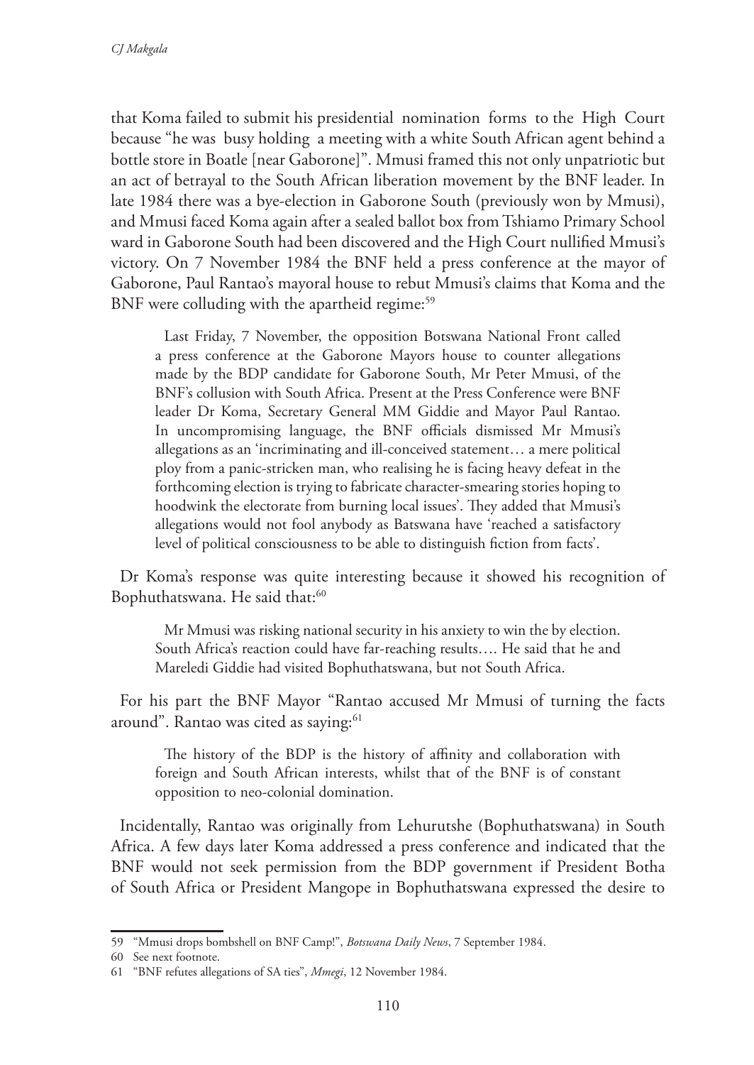that Koma failed to submit his presidential nomination forms to the High Court because "he was busy holding a meeting with a white South African agent behind a bottle store in Boatle [near Gaborone]". Mmusi framed this not only unpatriotic but an act of betrayal to the South African liberation movement by the BNF leader. In late 1984 there was a bye-election in Gaborone South (previously won by Mmusi), and Mmusi faced Koma again after a sealed ballot box from Tshiamo Primary School ward in Gaborone South had been discovered and the High Court nullified Mmusi's victory. On 7 November 1984 the BNF held a press conference at the mayor of Gaborone, Paul Rantao's mayoral house to rebut Mmusi's claims that Koma and the BNF were colluding with the apartheid regime:[59]

> Last Friday, 7 November, the opposition Botswana National Front called a press conference at the Gaborone Mayors house to counter allegations made by the BDP candidate for Gaborone South, Mr Peter Mmusi, of the BNF's collusion with South Africa. Present at the Press Conference were BNF leader Dr Koma, Secretary General MM Giddie and Mayor Paul Rantao. In uncompromising language, the BNF officials dismissed Mr Mmusi's allegations as an 'incriminating and ill-conceived statement… a mere political ploy from a panic-stricken man, who realising he is facing heavy defeat in the forthcoming election is trying to fabricate character-smearing stories hoping to hoodwink the electorate from burning local issues'. They added that Mmusi's allegations would not fool anybody as Batswana have 'reached a satisfactory level of political consciousness to be able to distinguish fiction from facts'.

Dr Koma's response was quite interesting because it showed his recognition of Bophuthatswana. He said that:[60]

> Mr Mmusi was risking national security in his anxiety to win the by election. South Africa's reaction could have far-reaching results…. He said that he and Mareledi Giddie had visited Bophuthatswana, but not South Africa.

For his part the BNF Mayor "Rantao accused Mr Mmusi of turning the facts around". Rantao was cited as saying:[61]

> The history of the BDP is the history of affinity and collaboration with foreign and South African interests, whilst that of the BNF is of constant opposition to neo-colonial domination.

Incidentally, Rantao was originally from Lehurutshe (Bophuthatswana) in South Africa. A few days later Koma addressed a press conference and indicated that the BNF would not seek permission from the BDP government if President Botha of South Africa or President Mangope in Bophuthatswana expressed the desire to

---

59 "Mmusi drops bombshell on BNF Camp!", *Botswana Daily News*, 7 September 1984.

60 See next footnote.

61 "BNF refutes allegations of SA ties", *Mmegi*, 12 November 1984.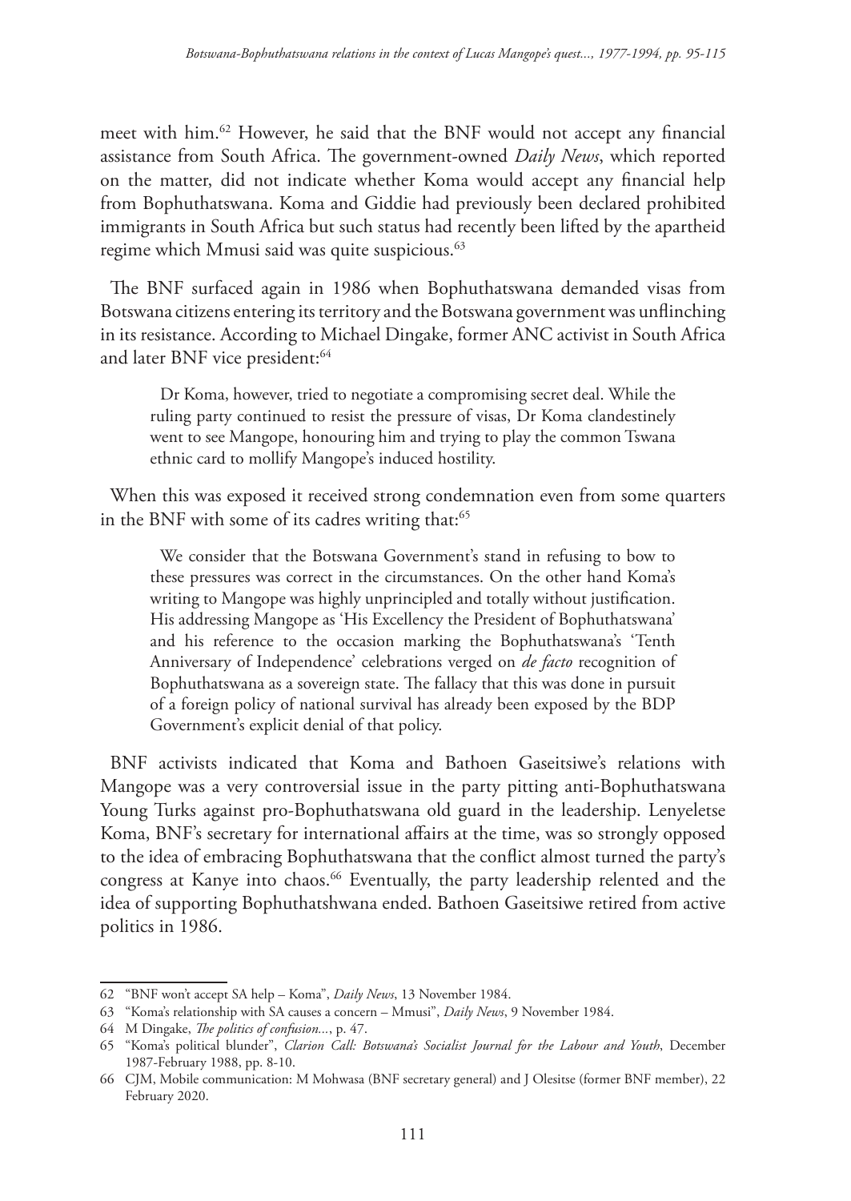meet with him.[62] However, he said that the BNF would not accept any financial assistance from South Africa. The government-owned *Daily News*, which reported on the matter, did not indicate whether Koma would accept any financial help from Bophuthatswana. Koma and Giddie had previously been declared prohibited immigrants in South Africa but such status had recently been lifted by the apartheid regime which Mmusi said was quite suspicious.[63]

The BNF surfaced again in 1986 when Bophuthatswana demanded visas from Botswana citizens entering its territory and the Botswana government was unflinching in its resistance. According to Michael Dingake, former ANC activist in South Africa and later BNF vice president:[64]

> Dr Koma, however, tried to negotiate a compromising secret deal. While the ruling party continued to resist the pressure of visas, Dr Koma clandestinely went to see Mangope, honouring him and trying to play the common Tswana ethnic card to mollify Mangope's induced hostility.

When this was exposed it received strong condemnation even from some quarters in the BNF with some of its cadres writing that:[65]

> We consider that the Botswana Government's stand in refusing to bow to these pressures was correct in the circumstances. On the other hand Koma's writing to Mangope was highly unprincipled and totally without justification. His addressing Mangope as 'His Excellency the President of Bophuthatswana' and his reference to the occasion marking the Bophuthatswana's 'Tenth Anniversary of Independence' celebrations verged on *de facto* recognition of Bophuthatswana as a sovereign state. The fallacy that this was done in pursuit of a foreign policy of national survival has already been exposed by the BDP Government's explicit denial of that policy.

BNF activists indicated that Koma and Bathoen Gaseitsiwe's relations with Mangope was a very controversial issue in the party pitting anti-Bophuthatswana Young Turks against pro-Bophuthatswana old guard in the leadership. Lenyeletse Koma, BNF's secretary for international affairs at the time, was so strongly opposed to the idea of embracing Bophuthatswana that the conflict almost turned the party's congress at Kanye into chaos.[66] Eventually, the party leadership relented and the idea of supporting Bophuthatshwana ended. Bathoen Gaseitsiwe retired from active politics in 1986.

---

62 "BNF won't accept SA help – Koma", *Daily News*, 13 November 1984.

63 "Koma's relationship with SA causes a concern – Mmusi", *Daily News*, 9 November 1984.

64 M Dingake, *The politics of confusion...*, p. 47.

65 "Koma's political blunder", *Clarion Call: Botswana's Socialist Journal for the Labour and Youth*, December 1987-February 1988, pp. 8-10.

66 CJM, Mobile communication: M Mohwasa (BNF secretary general) and J Olesitse (former BNF member), 22 February 2020.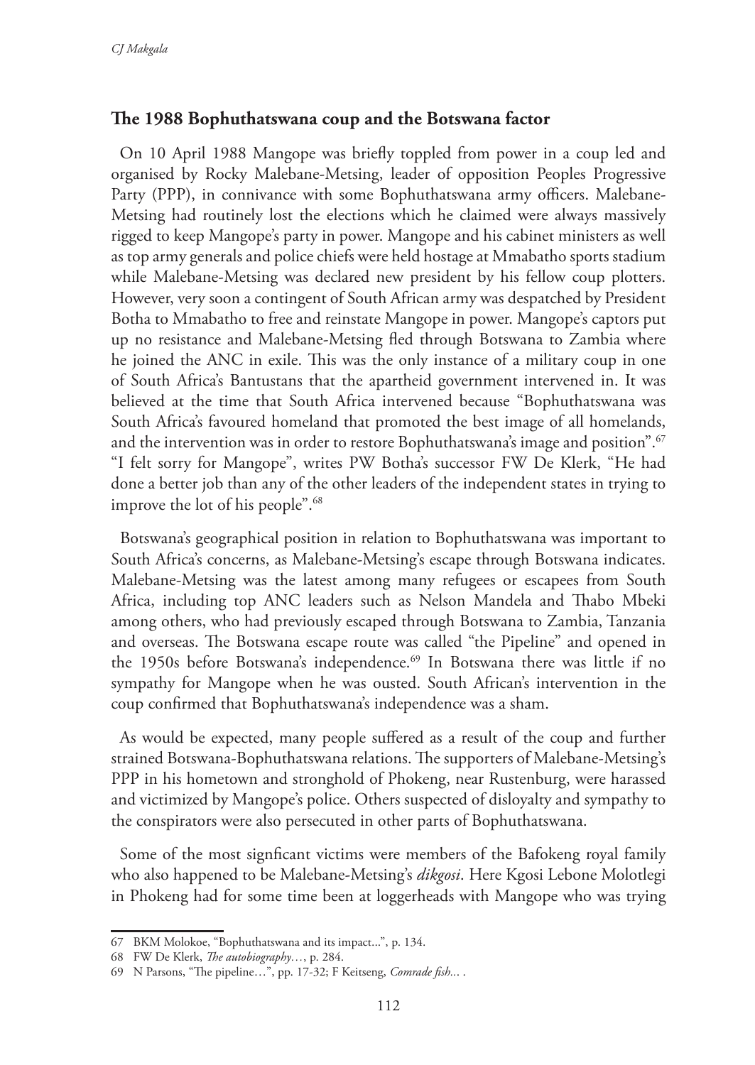## The 1988 Bophuthatswana coup and the Botswana factor

On 10 April 1988 Mangope was briefly toppled from power in a coup led and organised by Rocky Malebane-Metsing, leader of opposition Peoples Progressive Party (PPP), in connivance with some Bophuthatswana army officers. Malebane-Metsing had routinely lost the elections which he claimed were always massively rigged to keep Mangope's party in power. Mangope and his cabinet ministers as well as top army generals and police chiefs were held hostage at Mmabatho sports stadium while Malebane-Metsing was declared new president by his fellow coup plotters. However, very soon a contingent of South African army was despatched by President Botha to Mmabatho to free and reinstate Mangope in power. Mangope's captors put up no resistance and Malebane-Metsing fled through Botswana to Zambia where he joined the ANC in exile. This was the only instance of a military coup in one of South Africa's Bantustans that the apartheid government intervened in. It was believed at the time that South Africa intervened because "Bophuthatswana was South Africa's favoured homeland that promoted the best image of all homelands, and the intervention was in order to restore Bophuthatswana's image and position".[67] "I felt sorry for Mangope", writes PW Botha's successor FW De Klerk, "He had done a better job than any of the other leaders of the independent states in trying to improve the lot of his people".[68]

Botswana's geographical position in relation to Bophuthatswana was important to South Africa's concerns, as Malebane-Metsing's escape through Botswana indicates. Malebane-Metsing was the latest among many refugees or escapees from South Africa, including top ANC leaders such as Nelson Mandela and Thabo Mbeki among others, who had previously escaped through Botswana to Zambia, Tanzania and overseas. The Botswana escape route was called "the Pipeline" and opened in the 1950s before Botswana's independence.[69] In Botswana there was little if no sympathy for Mangope when he was ousted. South African's intervention in the coup confirmed that Bophuthatswana's independence was a sham.

As would be expected, many people suffered as a result of the coup and further strained Botswana-Bophuthatswana relations. The supporters of Malebane-Metsing's PPP in his hometown and stronghold of Phokeng, near Rustenburg, were harassed and victimized by Mangope's police. Others suspected of disloyalty and sympathy to the conspirators were also persecuted in other parts of Bophuthatswana.

Some of the most signficant victims were members of the Bafokeng royal family who also happened to be Malebane-Metsing's *dikgosi*. Here Kgosi Lebone Molotlegi in Phokeng had for some time been at loggerheads with Mangope who was trying

---

67 BKM Molokoe, "Bophuthatswana and its impact...", p. 134.

68 FW De Klerk, *The autobiography…*, p. 284.

69 N Parsons, "The pipeline…", pp. 17-32; F Keitseng, *Comrade fish...* .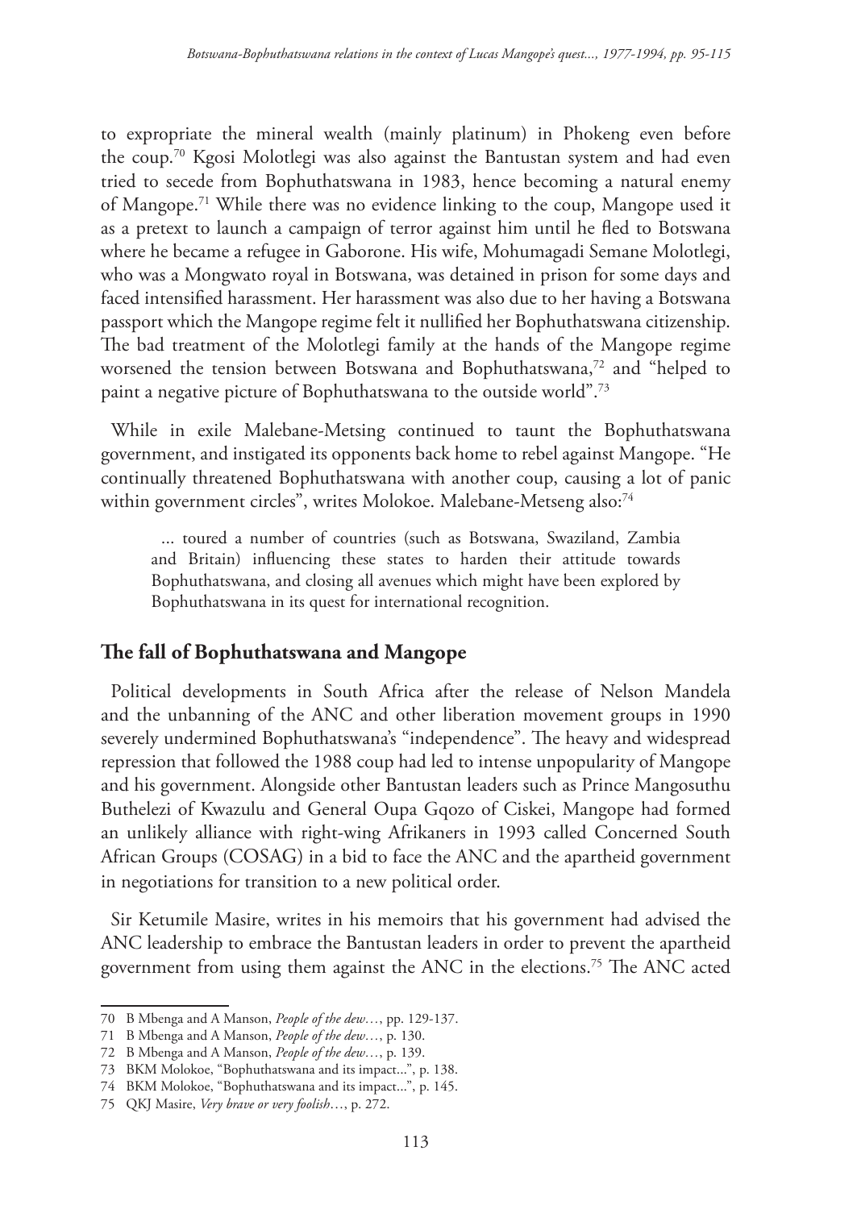to expropriate the mineral wealth (mainly platinum) in Phokeng even before the coup.[70] Kgosi Molotlegi was also against the Bantustan system and had even tried to secede from Bophuthatswana in 1983, hence becoming a natural enemy of Mangope.[71] While there was no evidence linking to the coup, Mangope used it as a pretext to launch a campaign of terror against him until he fled to Botswana where he became a refugee in Gaborone. His wife, Mohumagadi Semane Molotlegi, who was a Mongwato royal in Botswana, was detained in prison for some days and faced intensified harassment. Her harassment was also due to her having a Botswana passport which the Mangope regime felt it nullified her Bophuthatswana citizenship. The bad treatment of the Molotlegi family at the hands of the Mangope regime worsened the tension between Botswana and Bophuthatswana,[72] and "helped to paint a negative picture of Bophuthatswana to the outside world".[73]

While in exile Malebane-Metsing continued to taunt the Bophuthatswana government, and instigated its opponents back home to rebel against Mangope. "He continually threatened Bophuthatswana with another coup, causing a lot of panic within government circles", writes Molokoe. Malebane-Metseng also:[74]

> ... toured a number of countries (such as Botswana, Swaziland, Zambia and Britain) influencing these states to harden their attitude towards Bophuthatswana, and closing all avenues which might have been explored by Bophuthatswana in its quest for international recognition.

## The fall of Bophuthatswana and Mangope

Political developments in South Africa after the release of Nelson Mandela and the unbanning of the ANC and other liberation movement groups in 1990 severely undermined Bophuthatswana's "independence". The heavy and widespread repression that followed the 1988 coup had led to intense unpopularity of Mangope and his government. Alongside other Bantustan leaders such as Prince Mangosuthu Buthelezi of Kwazulu and General Oupa Gqozo of Ciskei, Mangope had formed an unlikely alliance with right-wing Afrikaners in 1993 called Concerned South African Groups (COSAG) in a bid to face the ANC and the apartheid government in negotiations for transition to a new political order.

Sir Ketumile Masire, writes in his memoirs that his government had advised the ANC leadership to embrace the Bantustan leaders in order to prevent the apartheid government from using them against the ANC in the elections.[75] The ANC acted

---

70 B Mbenga and A Manson, *People of the dew…*, pp. 129-137.

71 B Mbenga and A Manson, *People of the dew…*, p. 130.

72 B Mbenga and A Manson, *People of the dew…*, p. 139.

73 BKM Molokoe, "Bophuthatswana and its impact...", p. 138.

74 BKM Molokoe, "Bophuthatswana and its impact...", p. 145.

75 QKJ Masire, *Very brave or very foolish…*, p. 272.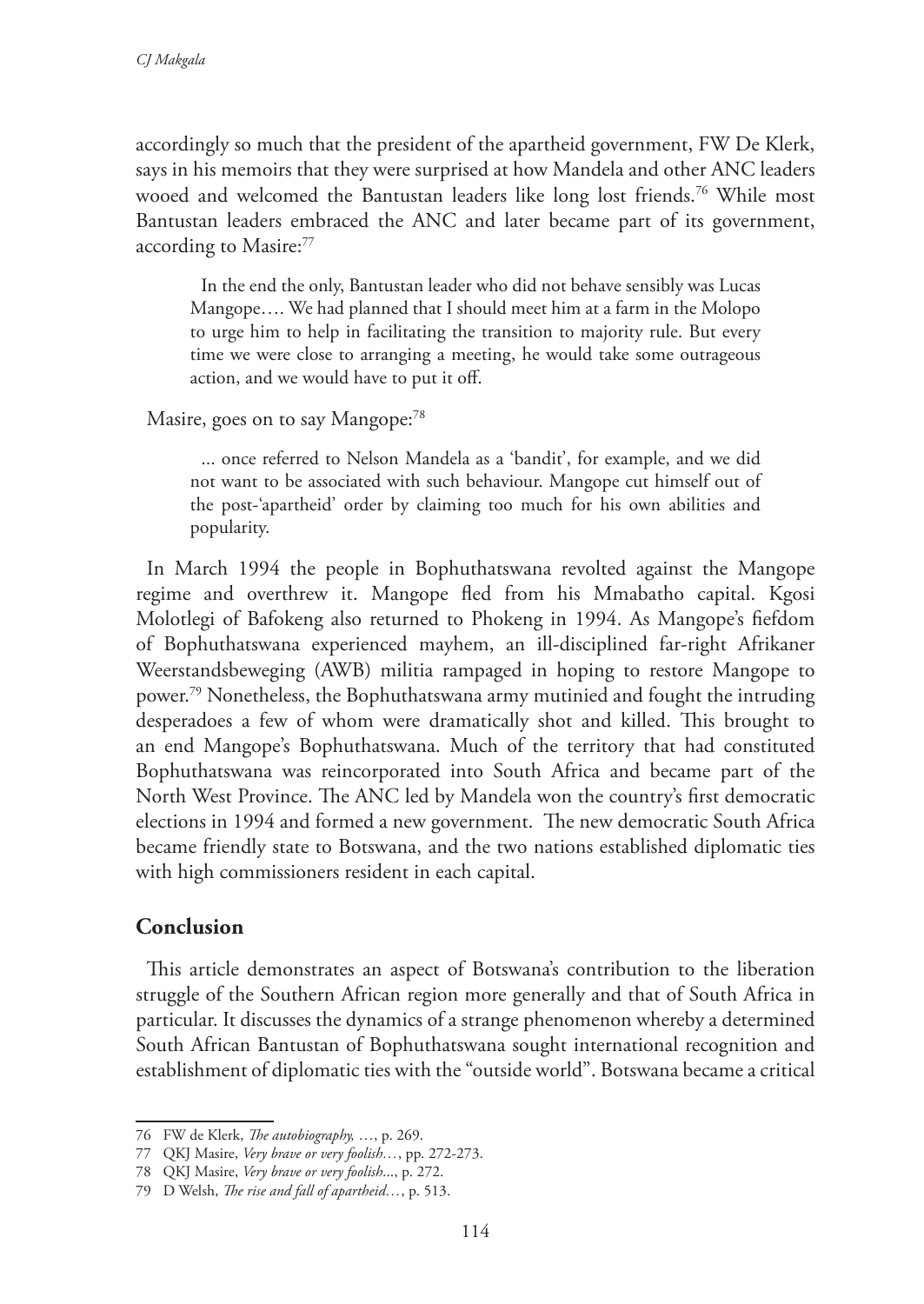accordingly so much that the president of the apartheid government, FW De Klerk, says in his memoirs that they were surprised at how Mandela and other ANC leaders wooed and welcomed the Bantustan leaders like long lost friends.[76] While most Bantustan leaders embraced the ANC and later became part of its government, according to Masire:[77]

> In the end the only, Bantustan leader who did not behave sensibly was Lucas Mangope…. We had planned that I should meet him at a farm in the Molopo to urge him to help in facilitating the transition to majority rule. But every time we were close to arranging a meeting, he would take some outrageous action, and we would have to put it off.

Masire, goes on to say Mangope:[78]

> ... once referred to Nelson Mandela as a 'bandit', for example, and we did not want to be associated with such behaviour. Mangope cut himself out of the post-'apartheid' order by claiming too much for his own abilities and popularity.

In March 1994 the people in Bophuthatswana revolted against the Mangope regime and overthrew it. Mangope fled from his Mmabatho capital. Kgosi Molotlegi of Bafokeng also returned to Phokeng in 1994. As Mangope's fiefdom of Bophuthatswana experienced mayhem, an ill-disciplined far-right Afrikaner Weerstandsbeweging (AWB) militia rampaged in hoping to restore Mangope to power.[79] Nonetheless, the Bophuthatswana army mutinied and fought the intruding desperadoes a few of whom were dramatically shot and killed. This brought to an end Mangope's Bophuthatswana. Much of the territory that had constituted Bophuthatswana was reincorporated into South Africa and became part of the North West Province. The ANC led by Mandela won the country's first democratic elections in 1994 and formed a new government. The new democratic South Africa became friendly state to Botswana, and the two nations established diplomatic ties with high commissioners resident in each capital.

## Conclusion

This article demonstrates an aspect of Botswana's contribution to the liberation struggle of the Southern African region more generally and that of South Africa in particular. It discusses the dynamics of a strange phenomenon whereby a determined South African Bantustan of Bophuthatswana sought international recognition and establishment of diplomatic ties with the "outside world". Botswana became a critical

---

76 FW de Klerk, *The autobiography,* …, p. 269.

77 QKJ Masire, *Very brave or very foolish…*, pp. 272-273.

78 QKJ Masire, *Very brave or very foolish*..., p. 272.

79 D Welsh, *The rise and fall of apartheid…*, p. 513.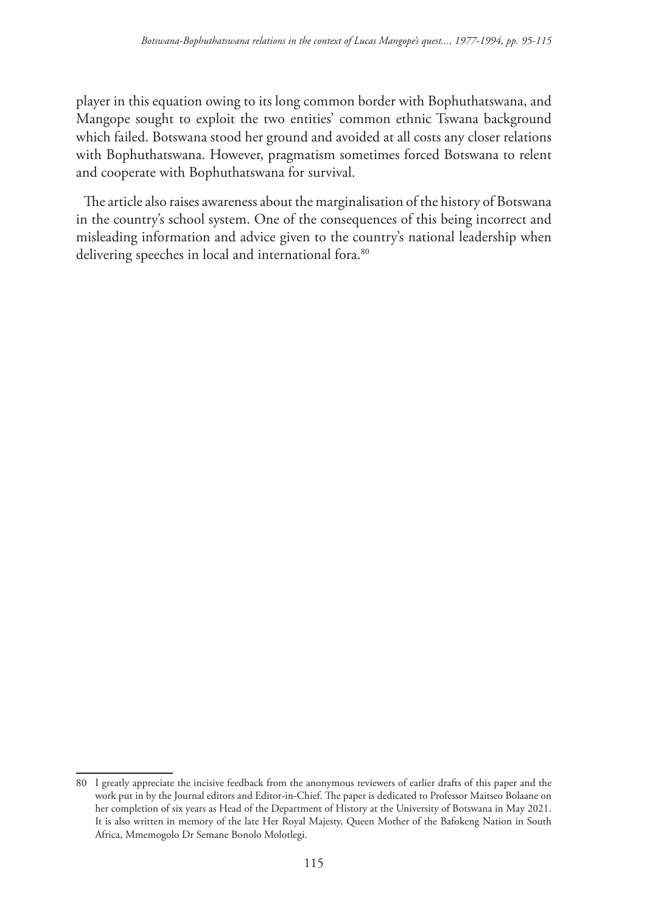player in this equation owing to its long common border with Bophuthatswana, and Mangope sought to exploit the two entities' common ethnic Tswana background which failed. Botswana stood her ground and avoided at all costs any closer relations with Bophuthatswana. However, pragmatism sometimes forced Botswana to relent and cooperate with Bophuthatswana for survival.

The article also raises awareness about the marginalisation of the history of Botswana in the country's school system. One of the consequences of this being incorrect and misleading information and advice given to the country's national leadership when delivering speeches in local and international fora.[80]

---

80 I greatly appreciate the incisive feedback from the anonymous reviewers of earlier drafts of this paper and the work put in by the Journal editors and Editor-in-Chief. The paper is dedicated to Professor Maitseo Bolaane on her completion of six years as Head of the Department of History at the University of Botswana in May 2021. It is also written in memory of the late Her Royal Majesty, Queen Mother of the Bafokeng Nation in South Africa, Mmemogolo Dr Semane Bonolo Molotlegi.